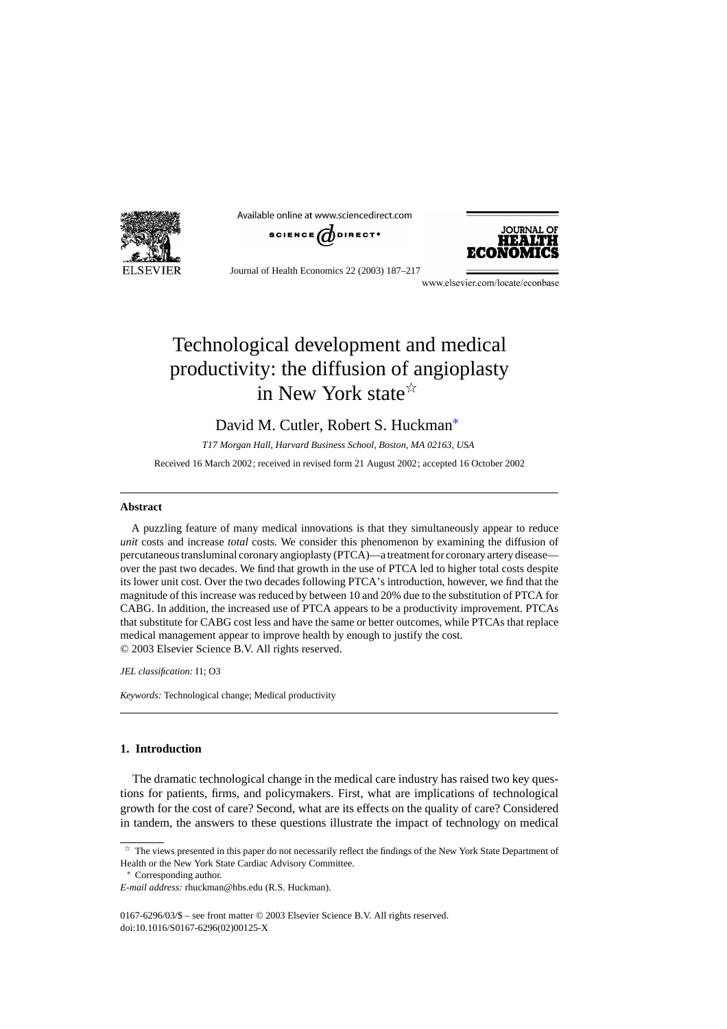# Technological development and medical productivity: the diffusion of angioplasty in New York state[☆]

David M. Cutler, Robert S. Huckman[*]

*T17 Morgan Hall, Harvard Business School, Boston, MA 02163, USA*

Received 16 March 2002; received in revised form 21 August 2002; accepted 16 October 2002

## Abstract

A puzzling feature of many medical innovations is that they simultaneously appear to reduce *unit* costs and increase *total* costs. We consider this phenomenon by examining the diffusion of percutaneous transluminal coronary angioplasty (PTCA)—a treatment for coronary artery disease—over the past two decades. We find that growth in the use of PTCA led to higher total costs despite its lower unit cost. Over the two decades following PTCA's introduction, however, we find that the magnitude of this increase was reduced by between 10 and 20% due to the substitution of PTCA for CABG. In addition, the increased use of PTCA appears to be a productivity improvement. PTCAs that substitute for CABG cost less and have the same or better outcomes, while PTCAs that replace medical management appear to improve health by enough to justify the cost.

© 2003 Elsevier Science B.V. All rights reserved.

*JEL classification:* I1; O3

*Keywords:* Technological change; Medical productivity

## 1. Introduction

The dramatic technological change in the medical care industry has raised two key questions for patients, firms, and policymakers. First, what are implications of technological growth for the cost of care? Second, what are its effects on the quality of care? Considered in tandem, the answers to these questions illustrate the impact of technology on medical

[☆] The views presented in this paper do not necessarily reflect the findings of the New York State Department of Health or the New York State Cardiac Advisory Committee.

[*] Corresponding author.

*E-mail address:* rhuckman@hbs.edu (R.S. Huckman).

0167-6296/03/$ – see front matter © 2003 Elsevier Science B.V. All rights reserved.
doi:10.1016/S0167-6296(02)00125-X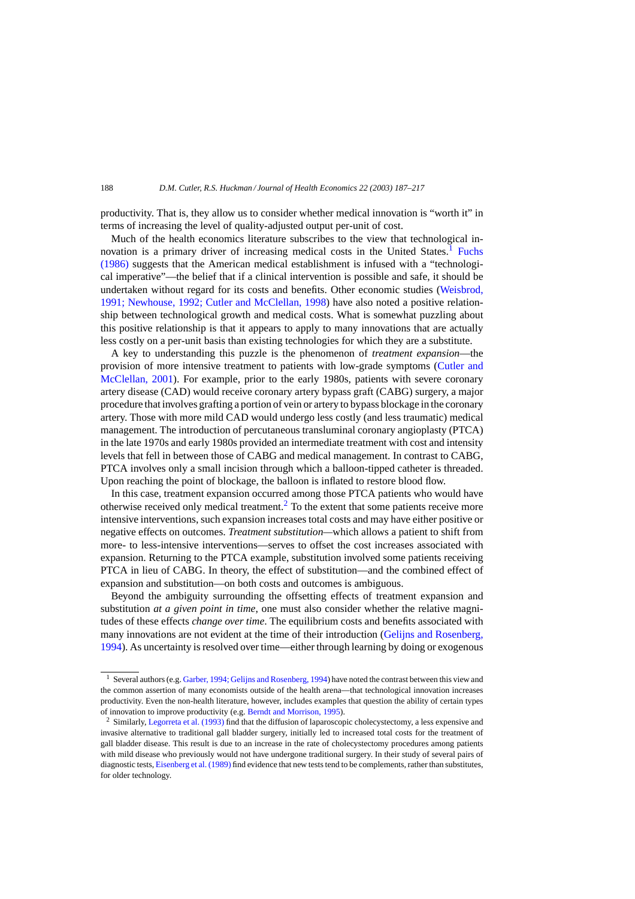productivity. That is, they allow us to consider whether medical innovation is "worth it" in terms of increasing the level of quality-adjusted output per-unit of cost.

Much of the health economics literature subscribes to the view that technological innovation is a primary driver of increasing medical costs in the United States.[1] Fuchs (1986) suggests that the American medical establishment is infused with a "technological imperative"—the belief that if a clinical intervention is possible and safe, it should be undertaken without regard for its costs and benefits. Other economic studies (Weisbrod, 1991; Newhouse, 1992; Cutler and McClellan, 1998) have also noted a positive relationship between technological growth and medical costs. What is somewhat puzzling about this positive relationship is that it appears to apply to many innovations that are actually less costly on a per-unit basis than existing technologies for which they are a substitute.

A key to understanding this puzzle is the phenomenon of *treatment expansion*—the provision of more intensive treatment to patients with low-grade symptoms (Cutler and McClellan, 2001). For example, prior to the early 1980s, patients with severe coronary artery disease (CAD) would receive coronary artery bypass graft (CABG) surgery, a major procedure that involves grafting a portion of vein or artery to bypass blockage in the coronary artery. Those with more mild CAD would undergo less costly (and less traumatic) medical management. The introduction of percutaneous transluminal coronary angioplasty (PTCA) in the late 1970s and early 1980s provided an intermediate treatment with cost and intensity levels that fell in between those of CABG and medical management. In contrast to CABG, PTCA involves only a small incision through which a balloon-tipped catheter is threaded. Upon reaching the point of blockage, the balloon is inflated to restore blood flow.

In this case, treatment expansion occurred among those PTCA patients who would have otherwise received only medical treatment.[2] To the extent that some patients receive more intensive interventions, such expansion increases total costs and may have either positive or negative effects on outcomes. *Treatment substitution*—which allows a patient to shift from more- to less-intensive interventions—serves to offset the cost increases associated with expansion. Returning to the PTCA example, substitution involved some patients receiving PTCA in lieu of CABG. In theory, the effect of substitution—and the combined effect of expansion and substitution—on both costs and outcomes is ambiguous.

Beyond the ambiguity surrounding the offsetting effects of treatment expansion and substitution *at a given point in time*, one must also consider whether the relative magnitudes of these effects *change over time*. The equilibrium costs and benefits associated with many innovations are not evident at the time of their introduction (Gelijns and Rosenberg, 1994). As uncertainty is resolved over time—either through learning by doing or exogenous

---

[1] Several authors (e.g. Garber, 1994; Gelijns and Rosenberg, 1994) have noted the contrast between this view and the common assertion of many economists outside of the health arena—that technological innovation increases productivity. Even the non-health literature, however, includes examples that question the ability of certain types of innovation to improve productivity (e.g. Berndt and Morrison, 1995).

[2] Similarly, Legorreta et al. (1993) find that the diffusion of laparoscopic cholecystectomy, a less expensive and invasive alternative to traditional gall bladder surgery, initially led to increased total costs for the treatment of gall bladder disease. This result is due to an increase in the rate of cholecystectomy procedures among patients with mild disease who previously would not have undergone traditional surgery. In their study of several pairs of diagnostic tests, Eisenberg et al. (1989) find evidence that new tests tend to be complements, rather than substitutes, for older technology.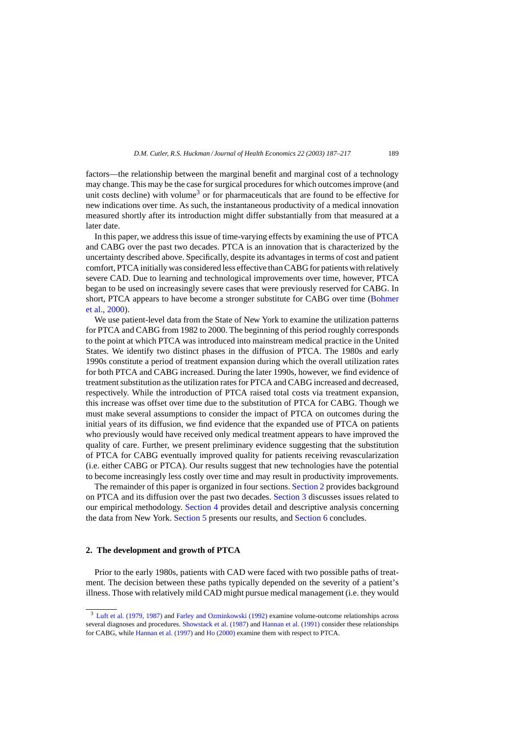factors—the relationship between the marginal benefit and marginal cost of a technology may change. This may be the case for surgical procedures for which outcomes improve (and unit costs decline) with volume[3] or for pharmaceuticals that are found to be effective for new indications over time. As such, the instantaneous productivity of a medical innovation measured shortly after its introduction might differ substantially from that measured at a later date.

In this paper, we address this issue of time-varying effects by examining the use of PTCA and CABG over the past two decades. PTCA is an innovation that is characterized by the uncertainty described above. Specifically, despite its advantages in terms of cost and patient comfort, PTCA initially was considered less effective than CABG for patients with relatively severe CAD. Due to learning and technological improvements over time, however, PTCA began to be used on increasingly severe cases that were previously reserved for CABG. In short, PTCA appears to have become a stronger substitute for CABG over time (Bohmer et al., 2000).

We use patient-level data from the State of New York to examine the utilization patterns for PTCA and CABG from 1982 to 2000. The beginning of this period roughly corresponds to the point at which PTCA was introduced into mainstream medical practice in the United States. We identify two distinct phases in the diffusion of PTCA. The 1980s and early 1990s constitute a period of treatment expansion during which the overall utilization rates for both PTCA and CABG increased. During the later 1990s, however, we find evidence of treatment substitution as the utilization rates for PTCA and CABG increased and decreased, respectively. While the introduction of PTCA raised total costs via treatment expansion, this increase was offset over time due to the substitution of PTCA for CABG. Though we must make several assumptions to consider the impact of PTCA on outcomes during the initial years of its diffusion, we find evidence that the expanded use of PTCA on patients who previously would have received only medical treatment appears to have improved the quality of care. Further, we present preliminary evidence suggesting that the substitution of PTCA for CABG eventually improved quality for patients receiving revascularization (i.e. either CABG or PTCA). Our results suggest that new technologies have the potential to become increasingly less costly over time and may result in productivity improvements.

The remainder of this paper is organized in four sections. Section 2 provides background on PTCA and its diffusion over the past two decades. Section 3 discusses issues related to our empirical methodology. Section 4 provides detail and descriptive analysis concerning the data from New York. Section 5 presents our results, and Section 6 concludes.

## 2. The development and growth of PTCA

Prior to the early 1980s, patients with CAD were faced with two possible paths of treatment. The decision between these paths typically depended on the severity of a patient's illness. Those with relatively mild CAD might pursue medical management (i.e. they would

[3] Luft et al. (1979, 1987) and Farley and Ozminkowski (1992) examine volume-outcome relationships across several diagnoses and procedures. Showstack et al. (1987) and Hannan et al. (1991) consider these relationships for CABG, while Hannan et al. (1997) and Ho (2000) examine them with respect to PTCA.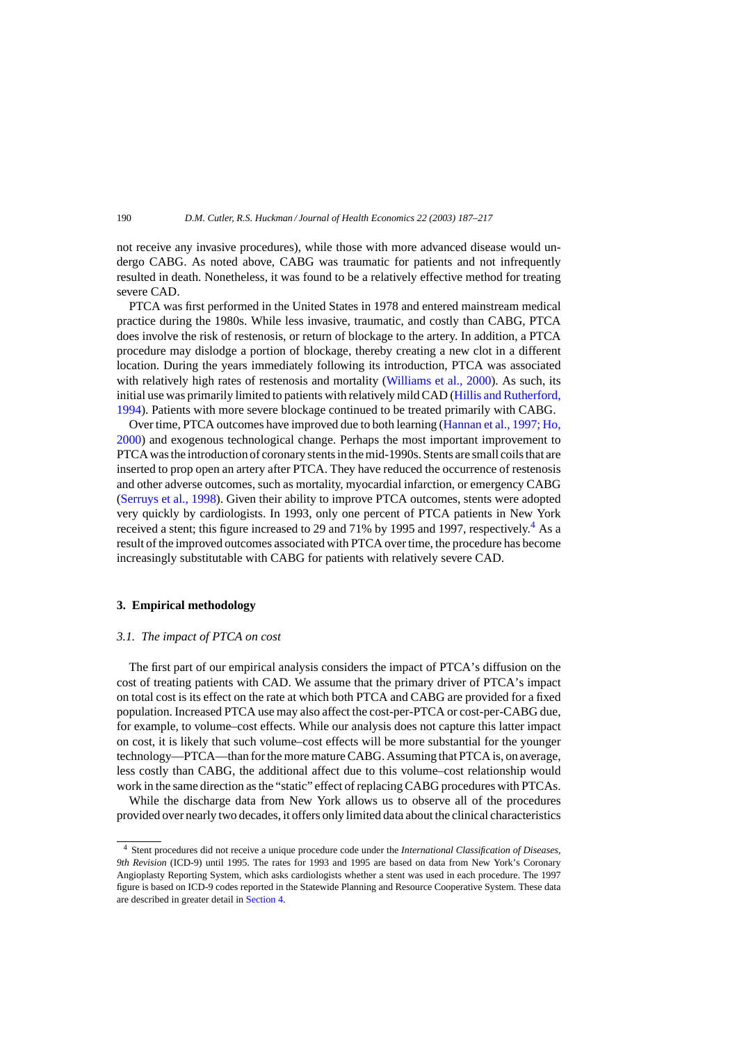not receive any invasive procedures), while those with more advanced disease would undergo CABG. As noted above, CABG was traumatic for patients and not infrequently resulted in death. Nonetheless, it was found to be a relatively effective method for treating severe CAD.

PTCA was first performed in the United States in 1978 and entered mainstream medical practice during the 1980s. While less invasive, traumatic, and costly than CABG, PTCA does involve the risk of restenosis, or return of blockage to the artery. In addition, a PTCA procedure may dislodge a portion of blockage, thereby creating a new clot in a different location. During the years immediately following its introduction, PTCA was associated with relatively high rates of restenosis and mortality (Williams et al., 2000). As such, its initial use was primarily limited to patients with relatively mild CAD (Hillis and Rutherford, 1994). Patients with more severe blockage continued to be treated primarily with CABG.

Over time, PTCA outcomes have improved due to both learning (Hannan et al., 1997; Ho, 2000) and exogenous technological change. Perhaps the most important improvement to PTCA was the introduction of coronary stents in the mid-1990s. Stents are small coils that are inserted to prop open an artery after PTCA. They have reduced the occurrence of restenosis and other adverse outcomes, such as mortality, myocardial infarction, or emergency CABG (Serruys et al., 1998). Given their ability to improve PTCA outcomes, stents were adopted very quickly by cardiologists. In 1993, only one percent of PTCA patients in New York received a stent; this figure increased to 29 and 71% by 1995 and 1997, respectively.[4] As a result of the improved outcomes associated with PTCA over time, the procedure has become increasingly substitutable with CABG for patients with relatively severe CAD.

## 3. Empirical methodology

### *3.1. The impact of PTCA on cost*

The first part of our empirical analysis considers the impact of PTCA's diffusion on the cost of treating patients with CAD. We assume that the primary driver of PTCA's impact on total cost is its effect on the rate at which both PTCA and CABG are provided for a fixed population. Increased PTCA use may also affect the cost-per-PTCA or cost-per-CABG due, for example, to volume–cost effects. While our analysis does not capture this latter impact on cost, it is likely that such volume–cost effects will be more substantial for the younger technology—PTCA—than for the more mature CABG. Assuming that PTCA is, on average, less costly than CABG, the additional affect due to this volume–cost relationship would work in the same direction as the "static" effect of replacing CABG procedures with PTCAs.

While the discharge data from New York allows us to observe all of the procedures provided over nearly two decades, it offers only limited data about the clinical characteristics

[4] Stent procedures did not receive a unique procedure code under the *International Classification of Diseases, 9th Revision* (ICD-9) until 1995. The rates for 1993 and 1995 are based on data from New York's Coronary Angioplasty Reporting System, which asks cardiologists whether a stent was used in each procedure. The 1997 figure is based on ICD-9 codes reported in the Statewide Planning and Resource Cooperative System. These data are described in greater detail in Section 4.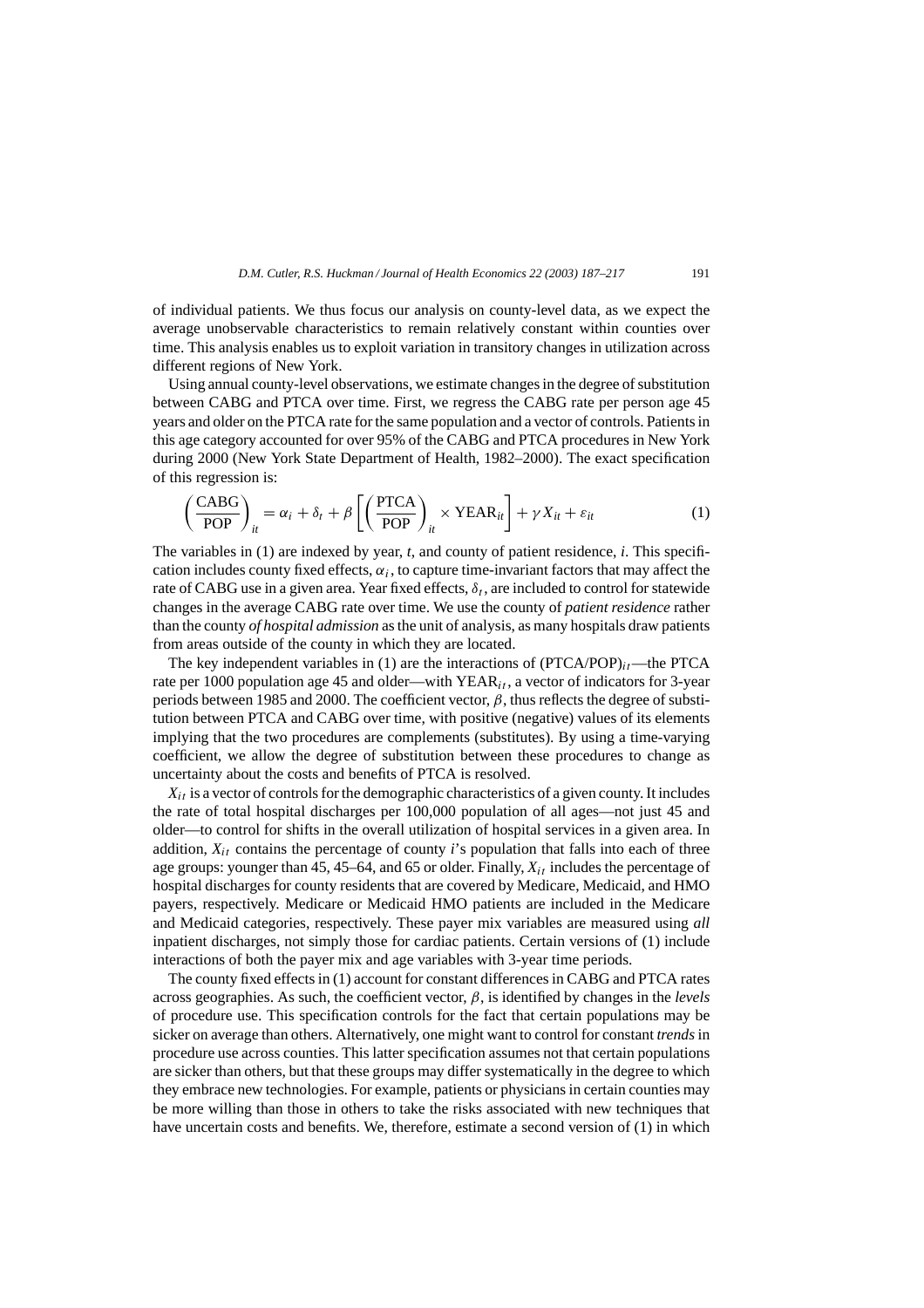of individual patients. We thus focus our analysis on county-level data, as we expect the average unobservable characteristics to remain relatively constant within counties over time. This analysis enables us to exploit variation in transitory changes in utilization across different regions of New York.

Using annual county-level observations, we estimate changes in the degree of substitution between CABG and PTCA over time. First, we regress the CABG rate per person age 45 years and older on the PTCA rate for the same population and a vector of controls. Patients in this age category accounted for over 95% of the CABG and PTCA procedures in New York during 2000 (New York State Department of Health, 1982–2000). The exact specification of this regression is:

$$\left(\frac{\text{CABG}}{\text{POP}}\right)_{it} = \alpha_i + \delta_t + \beta\left[\left(\frac{\text{PTCA}}{\text{POP}}\right)_{it} \times \text{YEAR}_{it}\right] + \gamma X_{it} + \varepsilon_{it} \tag{1}$$

The variables in (1) are indexed by year, $t$, and county of patient residence, $i$. This specification includes county fixed effects, $\alpha_i$, to capture time-invariant factors that may affect the rate of CABG use in a given area. Year fixed effects, $\delta_t$, are included to control for statewide changes in the average CABG rate over time. We use the county of *patient residence* rather than the county *of hospital admission* as the unit of analysis, as many hospitals draw patients from areas outside of the county in which they are located.

The key independent variables in (1) are the interactions of $(\text{PTCA/POP})_{it}$—the PTCA rate per 1000 population age 45 and older—with $\text{YEAR}_{it}$, a vector of indicators for 3-year periods between 1985 and 2000. The coefficient vector, $\beta$, thus reflects the degree of substitution between PTCA and CABG over time, with positive (negative) values of its elements implying that the two procedures are complements (substitutes). By using a time-varying coefficient, we allow the degree of substitution between these procedures to change as uncertainty about the costs and benefits of PTCA is resolved.

$X_{it}$ is a vector of controls for the demographic characteristics of a given county. It includes the rate of total hospital discharges per 100,000 population of all ages—not just 45 and older—to control for shifts in the overall utilization of hospital services in a given area. In addition, $X_{it}$ contains the percentage of county $i$'s population that falls into each of three age groups: younger than 45, 45–64, and 65 or older. Finally, $X_{it}$ includes the percentage of hospital discharges for county residents that are covered by Medicare, Medicaid, and HMO payers, respectively. Medicare or Medicaid HMO patients are included in the Medicare and Medicaid categories, respectively. These payer mix variables are measured using *all* inpatient discharges, not simply those for cardiac patients. Certain versions of (1) include interactions of both the payer mix and age variables with 3-year time periods.

The county fixed effects in (1) account for constant differences in CABG and PTCA rates across geographies. As such, the coefficient vector, $\beta$, is identified by changes in the *levels* of procedure use. This specification controls for the fact that certain populations may be sicker on average than others. Alternatively, one might want to control for constant *trends* in procedure use across counties. This latter specification assumes not that certain populations are sicker than others, but that these groups may differ systematically in the degree to which they embrace new technologies. For example, patients or physicians in certain counties may be more willing than those in others to take the risks associated with new techniques that have uncertain costs and benefits. We, therefore, estimate a second version of (1) in which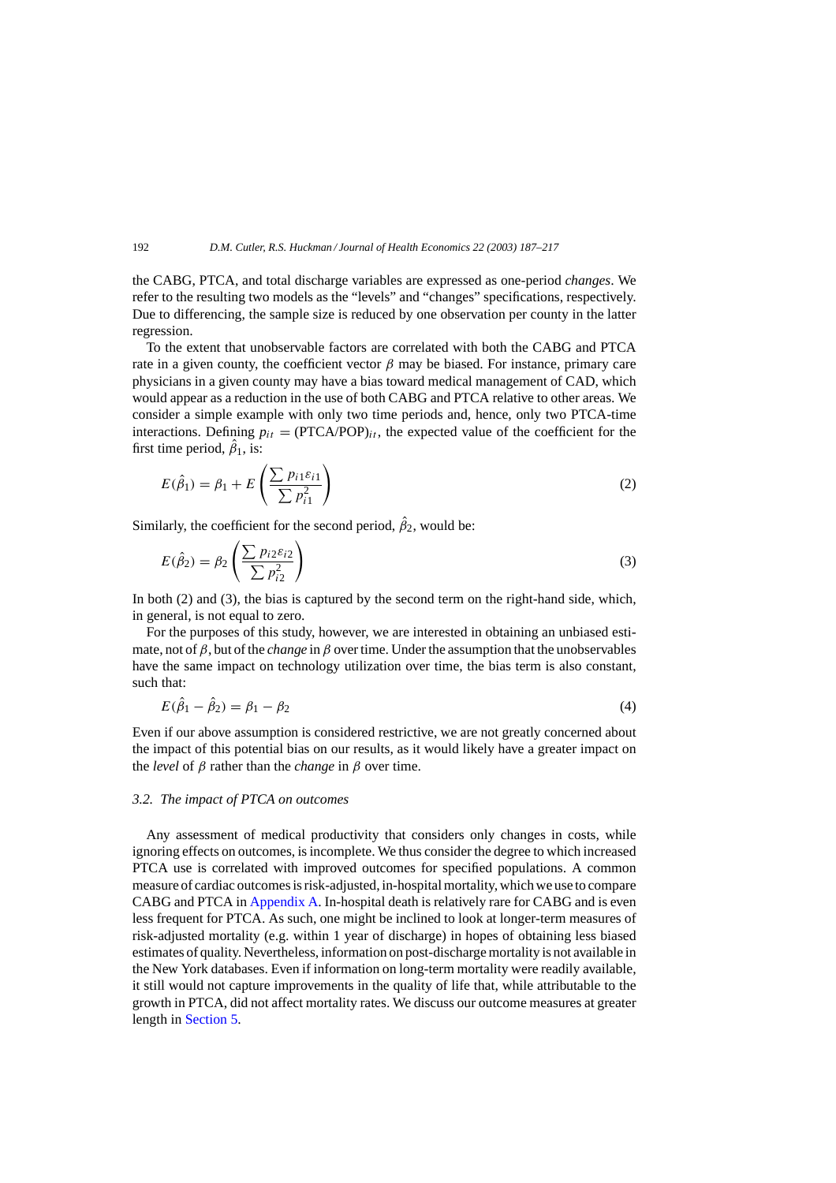the CABG, PTCA, and total discharge variables are expressed as one-period *changes*. We refer to the resulting two models as the "levels" and "changes" specifications, respectively. Due to differencing, the sample size is reduced by one observation per county in the latter regression.

To the extent that unobservable factors are correlated with both the CABG and PTCA rate in a given county, the coefficient vector $\beta$ may be biased. For instance, primary care physicians in a given county may have a bias toward medical management of CAD, which would appear as a reduction in the use of both CABG and PTCA relative to other areas. We consider a simple example with only two time periods and, hence, only two PTCA-time interactions. Defining $p_{it} = (\text{PTCA/POP})_{it}$, the expected value of the coefficient for the first time period, $\hat{\beta}_1$, is:

$$E(\hat{\beta}_1) = \beta_1 + E\left(\frac{\sum p_{i1}\varepsilon_{i1}}{\sum p_{i1}^2}\right) \tag{2}$$

Similarly, the coefficient for the second period, $\hat{\beta}_2$, would be:

$$E(\hat{\beta}_2) = \beta_2\left(\frac{\sum p_{i2}\varepsilon_{i2}}{\sum p_{i2}^2}\right) \tag{3}$$

In both (2) and (3), the bias is captured by the second term on the right-hand side, which, in general, is not equal to zero.

For the purposes of this study, however, we are interested in obtaining an unbiased estimate, not of $\beta$, but of the *change* in $\beta$ over time. Under the assumption that the unobservables have the same impact on technology utilization over time, the bias term is also constant, such that:

$$E(\hat{\beta}_1 - \hat{\beta}_2) = \beta_1 - \beta_2 \tag{4}$$

Even if our above assumption is considered restrictive, we are not greatly concerned about the impact of this potential bias on our results, as it would likely have a greater impact on the *level* of $\beta$ rather than the *change* in $\beta$ over time.

### 3.2. *The impact of PTCA on outcomes*

Any assessment of medical productivity that considers only changes in costs, while ignoring effects on outcomes, is incomplete. We thus consider the degree to which increased PTCA use is correlated with improved outcomes for specified populations. A common measure of cardiac outcomes is risk-adjusted, in-hospital mortality, which we use to compare CABG and PTCA in Appendix A. In-hospital death is relatively rare for CABG and is even less frequent for PTCA. As such, one might be inclined to look at longer-term measures of risk-adjusted mortality (e.g. within 1 year of discharge) in hopes of obtaining less biased estimates of quality. Nevertheless, information on post-discharge mortality is not available in the New York databases. Even if information on long-term mortality were readily available, it still would not capture improvements in the quality of life that, while attributable to the growth in PTCA, did not affect mortality rates. We discuss our outcome measures at greater length in Section 5.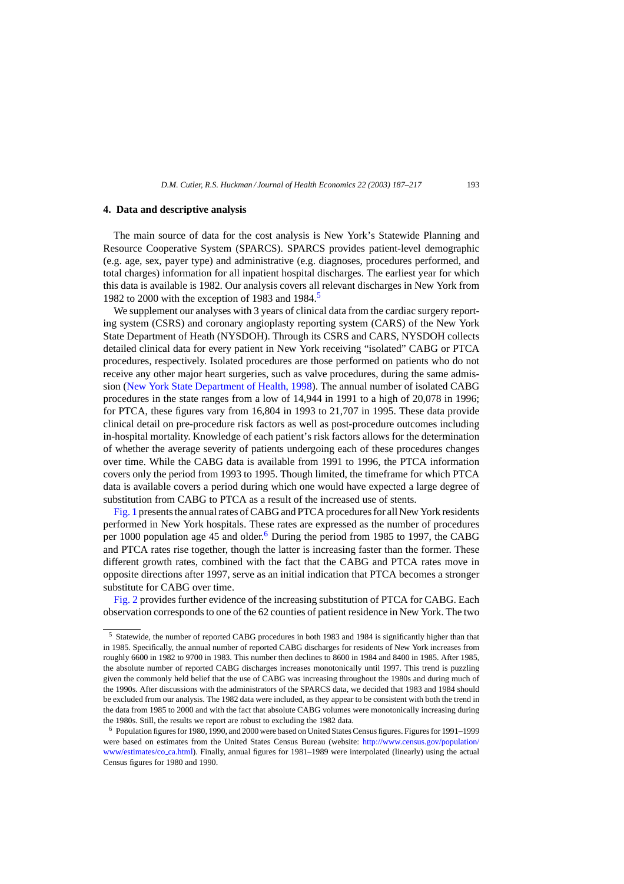## 4. Data and descriptive analysis

The main source of data for the cost analysis is New York's Statewide Planning and Resource Cooperative System (SPARCS). SPARCS provides patient-level demographic (e.g. age, sex, payer type) and administrative (e.g. diagnoses, procedures performed, and total charges) information for all inpatient hospital discharges. The earliest year for which this data is available is 1982. Our analysis covers all relevant discharges in New York from 1982 to 2000 with the exception of 1983 and 1984.[5]

We supplement our analyses with 3 years of clinical data from the cardiac surgery reporting system (CSRS) and coronary angioplasty reporting system (CARS) of the New York State Department of Heath (NYSDOH). Through its CSRS and CARS, NYSDOH collects detailed clinical data for every patient in New York receiving "isolated" CABG or PTCA procedures, respectively. Isolated procedures are those performed on patients who do not receive any other major heart surgeries, such as valve procedures, during the same admission (New York State Department of Health, 1998). The annual number of isolated CABG procedures in the state ranges from a low of 14,944 in 1991 to a high of 20,078 in 1996; for PTCA, these figures vary from 16,804 in 1993 to 21,707 in 1995. These data provide clinical detail on pre-procedure risk factors as well as post-procedure outcomes including in-hospital mortality. Knowledge of each patient's risk factors allows for the determination of whether the average severity of patients undergoing each of these procedures changes over time. While the CABG data is available from 1991 to 1996, the PTCA information covers only the period from 1993 to 1995. Though limited, the timeframe for which PTCA data is available covers a period during which one would have expected a large degree of substitution from CABG to PTCA as a result of the increased use of stents.

Fig. 1 presents the annual rates of CABG and PTCA procedures for all New York residents performed in New York hospitals. These rates are expressed as the number of procedures per 1000 population age 45 and older.[6] During the period from 1985 to 1997, the CABG and PTCA rates rise together, though the latter is increasing faster than the former. These different growth rates, combined with the fact that the CABG and PTCA rates move in opposite directions after 1997, serve as an initial indication that PTCA becomes a stronger substitute for CABG over time.

Fig. 2 provides further evidence of the increasing substitution of PTCA for CABG. Each observation corresponds to one of the 62 counties of patient residence in New York. The two

---

[5] Statewide, the number of reported CABG procedures in both 1983 and 1984 is significantly higher than that in 1985. Specifically, the annual number of reported CABG discharges for residents of New York increases from roughly 6600 in 1982 to 9700 in 1983. This number then declines to 8600 in 1984 and 8400 in 1985. After 1985, the absolute number of reported CABG discharges increases monotonically until 1997. This trend is puzzling given the commonly held belief that the use of CABG was increasing throughout the 1980s and during much of the 1990s. After discussions with the administrators of the SPARCS data, we decided that 1983 and 1984 should be excluded from our analysis. The 1982 data were included, as they appear to be consistent with both the trend in the data from 1985 to 2000 and with the fact that absolute CABG volumes were monotonically increasing during the 1980s. Still, the results we report are robust to excluding the 1982 data.

[6] Population figures for 1980, 1990, and 2000 were based on United States Census figures. Figures for 1991–1999 were based on estimates from the United States Census Bureau (website: http://www.census.gov/population/www/estimates/co_ca.html). Finally, annual figures for 1981–1989 were interpolated (linearly) using the actual Census figures for 1980 and 1990.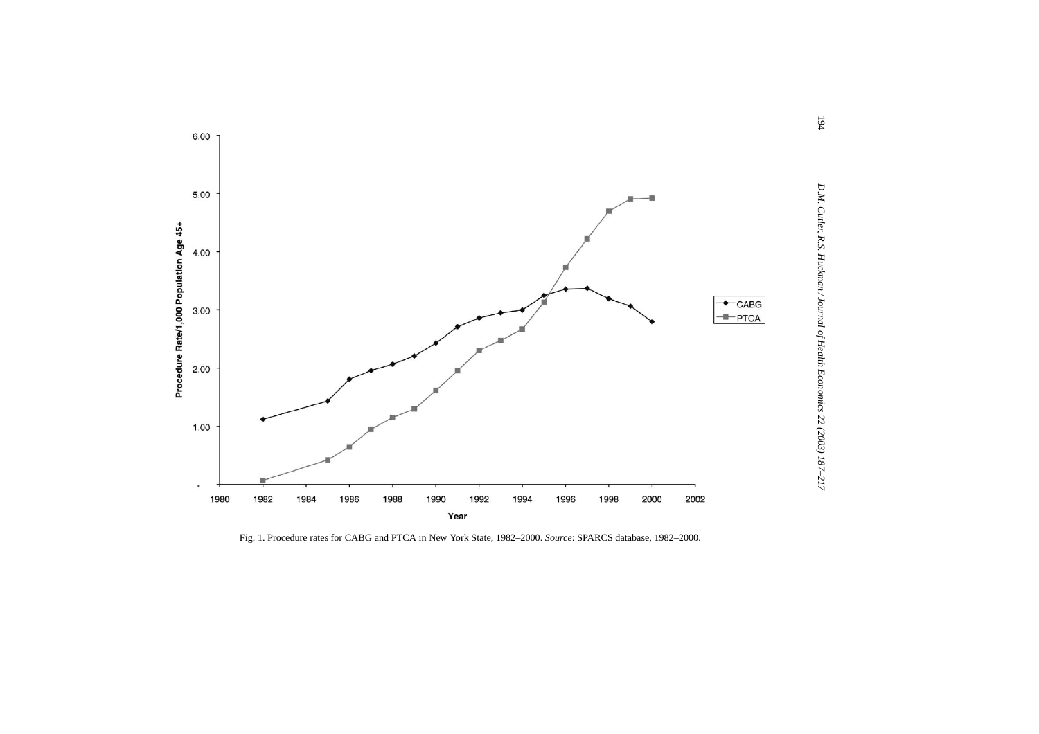Fig. 1. Procedure rates for CABG and PTCA in New York State, 1982–2000. *Source*: SPARCS database, 1982–2000.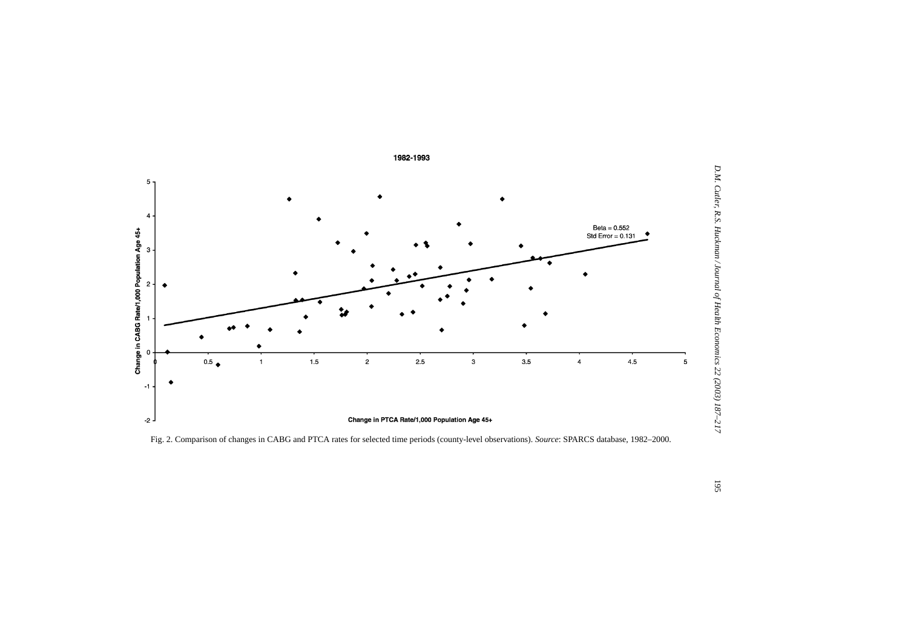1982-1993

Beta = 0.552
Std Error = 0.131

Change in CABG Rate/1,000 Population Age 45+

Change in PTCA Rate/1,000 Population Age 45+

Fig. 2. Comparison of changes in CABG and PTCA rates for selected time periods (county-level observations). *Source*: SPARCS database, 1982–2000.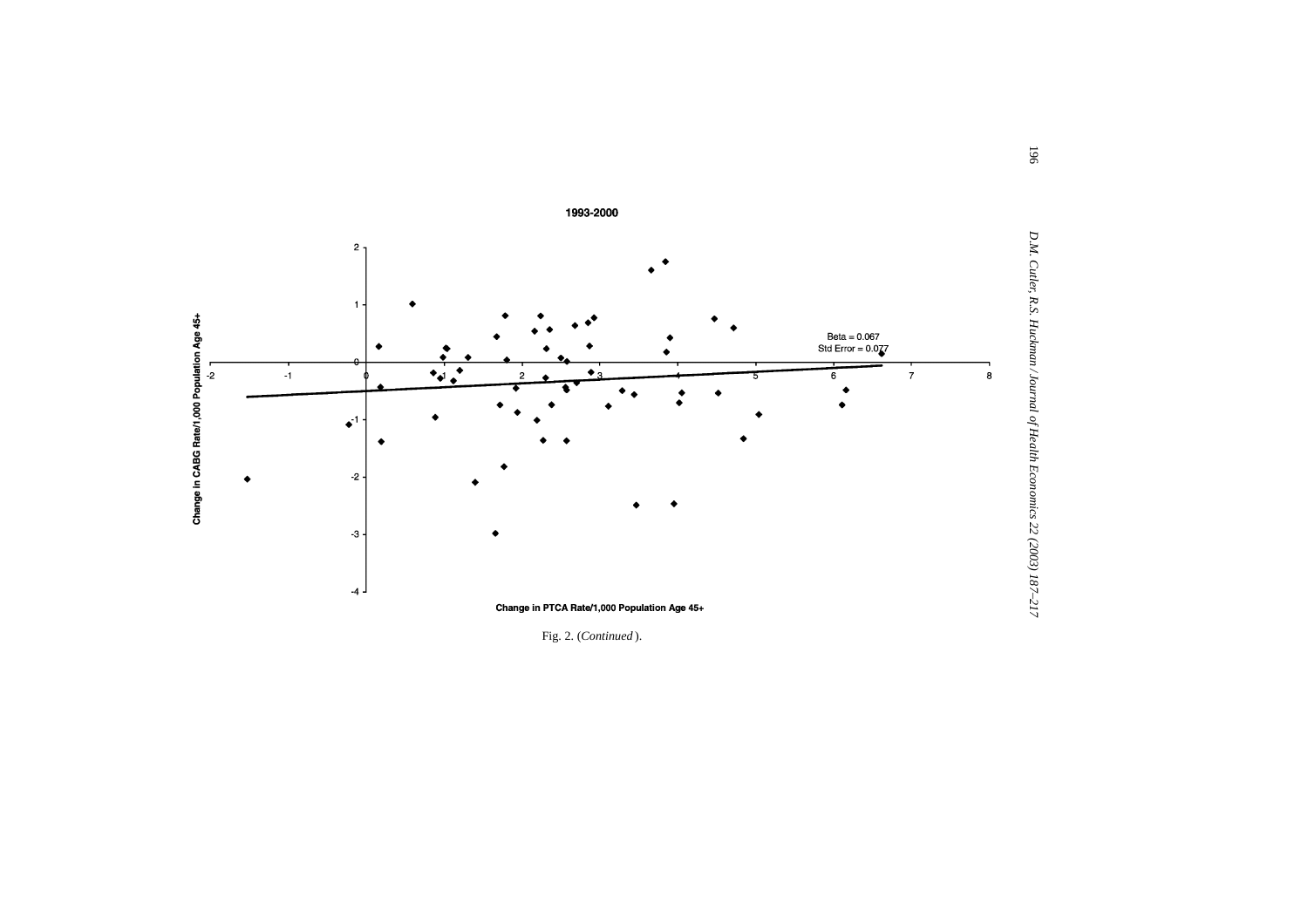1993-2000

Beta = 0.067
Std Error = 0.077

Change in CABG Rate/1,000 Population Age 45+

Change in PTCA Rate/1,000 Population Age 45+

Fig. 2. (*Continued*).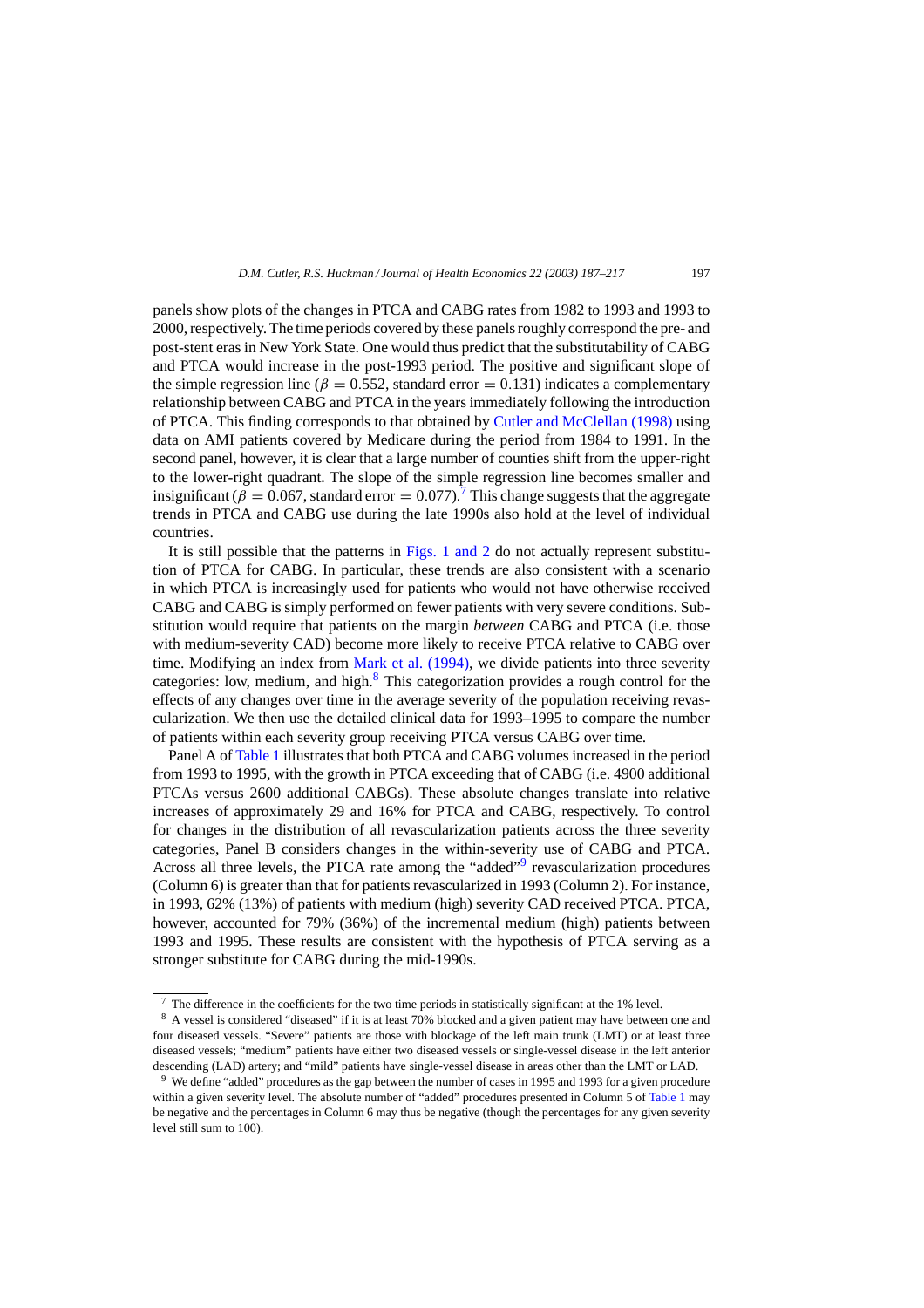panels show plots of the changes in PTCA and CABG rates from 1982 to 1993 and 1993 to 2000, respectively. The time periods covered by these panels roughly correspond the pre- and post-stent eras in New York State. One would thus predict that the substitutability of CABG and PTCA would increase in the post-1993 period. The positive and significant slope of the simple regression line ($\beta = 0.552$, standard error $= 0.131$) indicates a complementary relationship between CABG and PTCA in the years immediately following the introduction of PTCA. This finding corresponds to that obtained by Cutler and McClellan (1998) using data on AMI patients covered by Medicare during the period from 1984 to 1991. In the second panel, however, it is clear that a large number of counties shift from the upper-right to the lower-right quadrant. The slope of the simple regression line becomes smaller and insignificant ($\beta = 0.067$, standard error $= 0.077$).[7] This change suggests that the aggregate trends in PTCA and CABG use during the late 1990s also hold at the level of individual countries.

It is still possible that the patterns in Figs. 1 and 2 do not actually represent substitution of PTCA for CABG. In particular, these trends are also consistent with a scenario in which PTCA is increasingly used for patients who would not have otherwise received CABG and CABG is simply performed on fewer patients with very severe conditions. Substitution would require that patients on the margin *between* CABG and PTCA (i.e. those with medium-severity CAD) become more likely to receive PTCA relative to CABG over time. Modifying an index from Mark et al. (1994), we divide patients into three severity categories: low, medium, and high.[8] This categorization provides a rough control for the effects of any changes over time in the average severity of the population receiving revascularization. We then use the detailed clinical data for 1993–1995 to compare the number of patients within each severity group receiving PTCA versus CABG over time.

Panel A of Table 1 illustrates that both PTCA and CABG volumes increased in the period from 1993 to 1995, with the growth in PTCA exceeding that of CABG (i.e. 4900 additional PTCAs versus 2600 additional CABGs). These absolute changes translate into relative increases of approximately 29 and 16% for PTCA and CABG, respectively. To control for changes in the distribution of all revascularization patients across the three severity categories, Panel B considers changes in the within-severity use of CABG and PTCA. Across all three levels, the PTCA rate among the "added"[9] revascularization procedures (Column 6) is greater than that for patients revascularized in 1993 (Column 2). For instance, in 1993, 62% (13%) of patients with medium (high) severity CAD received PTCA. PTCA, however, accounted for 79% (36%) of the incremental medium (high) patients between 1993 and 1995. These results are consistent with the hypothesis of PTCA serving as a stronger substitute for CABG during the mid-1990s.

---

[7] The difference in the coefficients for the two time periods in statistically significant at the 1% level.

[8] A vessel is considered "diseased" if it is at least 70% blocked and a given patient may have between one and four diseased vessels. "Severe" patients are those with blockage of the left main trunk (LMT) or at least three diseased vessels; "medium" patients have either two diseased vessels or single-vessel disease in the left anterior descending (LAD) artery; and "mild" patients have single-vessel disease in areas other than the LMT or LAD.

[9] We define "added" procedures as the gap between the number of cases in 1995 and 1993 for a given procedure within a given severity level. The absolute number of "added" procedures presented in Column 5 of Table 1 may be negative and the percentages in Column 6 may thus be negative (though the percentages for any given severity level still sum to 100).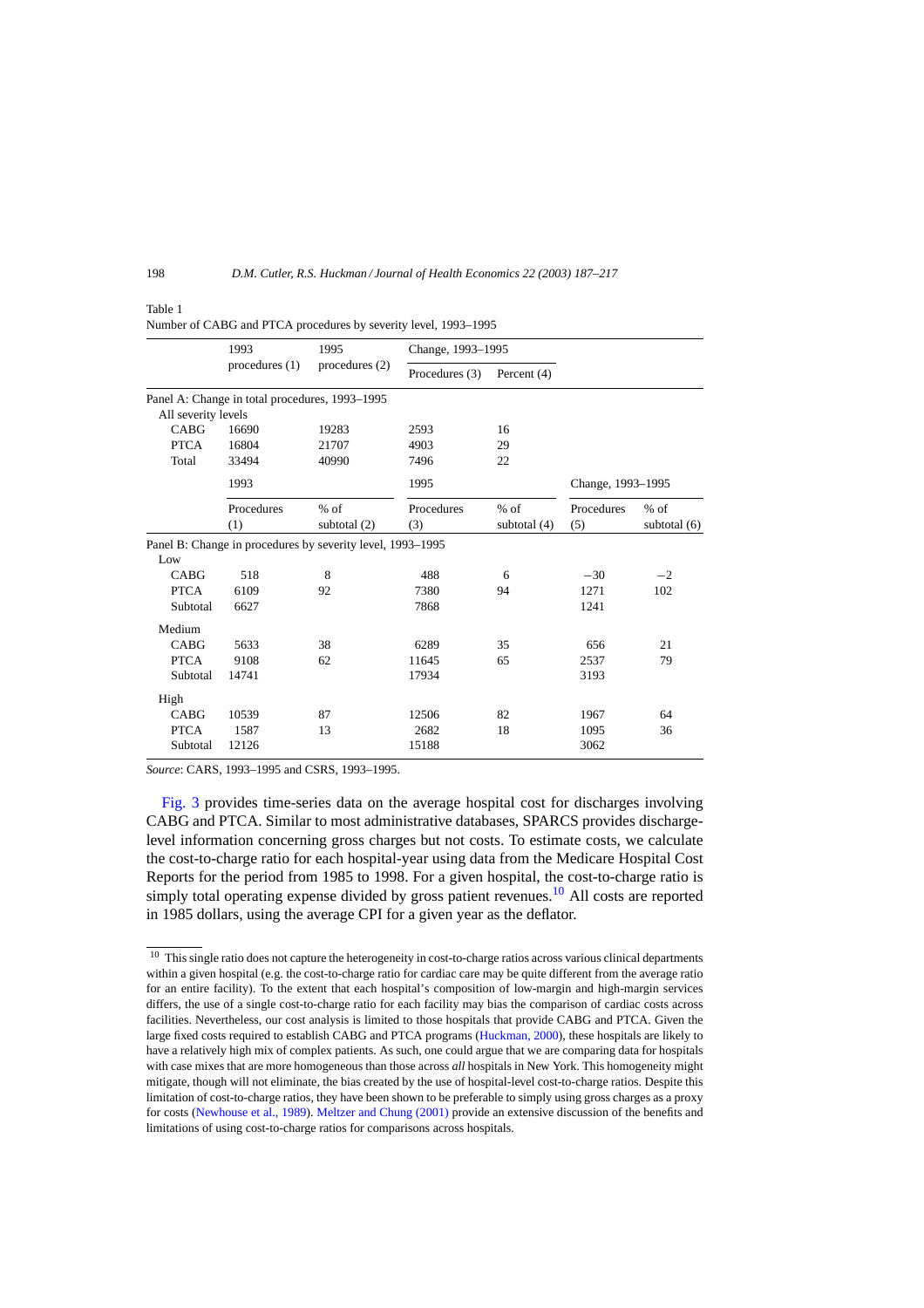Table 1
Number of CABG and PTCA procedures by severity level, 1993–1995

| | 1993 procedures (1) | 1995 procedures (2) | Change, 1993–1995 | |
|---|---|---|---|---|
| | | | Procedures (3) | Percent (4) |
| *Panel A: Change in total procedures, 1993–1995* | | | | |
| All severity levels | | | | |
| CABG | 16690 | 19283 | 2593 | 16 |
| PTCA | 16804 | 21707 | 4903 | 29 |
| Total | 33494 | 40990 | 7496 | 22 |

| | 1993 | | 1995 | | Change, 1993–1995 | |
|---|---|---|---|---|---|---|
| | Procedures (1) | % of subtotal (2) | Procedures (3) | % of subtotal (4) | Procedures (5) | % of subtotal (6) |
| *Panel B: Change in procedures by severity level, 1993–1995* | | | | | | |
| Low | | | | | | |
| CABG | 518 | 8 | 488 | 6 | −30 | −2 |
| PTCA | 6109 | 92 | 7380 | 94 | 1271 | 102 |
| Subtotal | 6627 | | 7868 | | 1241 | |
| Medium | | | | | | |
| CABG | 5633 | 38 | 6289 | 35 | 656 | 21 |
| PTCA | 9108 | 62 | 11645 | 65 | 2537 | 79 |
| Subtotal | 14741 | | 17934 | | 3193 | |
| High | | | | | | |
| CABG | 10539 | 87 | 12506 | 82 | 1967 | 64 |
| PTCA | 1587 | 13 | 2682 | 18 | 1095 | 36 |
| Subtotal | 12126 | | 15188 | | 3062 | |

*Source*: CARS, 1993–1995 and CSRS, 1993–1995.

Fig. 3 provides time-series data on the average hospital cost for discharges involving CABG and PTCA. Similar to most administrative databases, SPARCS provides discharge-level information concerning gross charges but not costs. To estimate costs, we calculate the cost-to-charge ratio for each hospital-year using data from the Medicare Hospital Cost Reports for the period from 1985 to 1998. For a given hospital, the cost-to-charge ratio is simply total operating expense divided by gross patient revenues.[10] All costs are reported in 1985 dollars, using the average CPI for a given year as the deflator.

[10] This single ratio does not capture the heterogeneity in cost-to-charge ratios across various clinical departments within a given hospital (e.g. the cost-to-charge ratio for cardiac care may be quite different from the average ratio for an entire facility). To the extent that each hospital's composition of low-margin and high-margin services differs, the use of a single cost-to-charge ratio for each facility may bias the comparison of cardiac costs across facilities. Nevertheless, our cost analysis is limited to those hospitals that provide CABG and PTCA. Given the large fixed costs required to establish CABG and PTCA programs (Huckman, 2000), these hospitals are likely to have a relatively high mix of complex patients. As such, one could argue that we are comparing data for hospitals with case mixes that are more homogeneous than those across *all* hospitals in New York. This homogeneity might mitigate, though will not eliminate, the bias created by the use of hospital-level cost-to-charge ratios. Despite this limitation of cost-to-charge ratios, they have been shown to be preferable to simply using gross charges as a proxy for costs (Newhouse et al., 1989). Meltzer and Chung (2001) provide an extensive discussion of the benefits and limitations of using cost-to-charge ratios for comparisons across hospitals.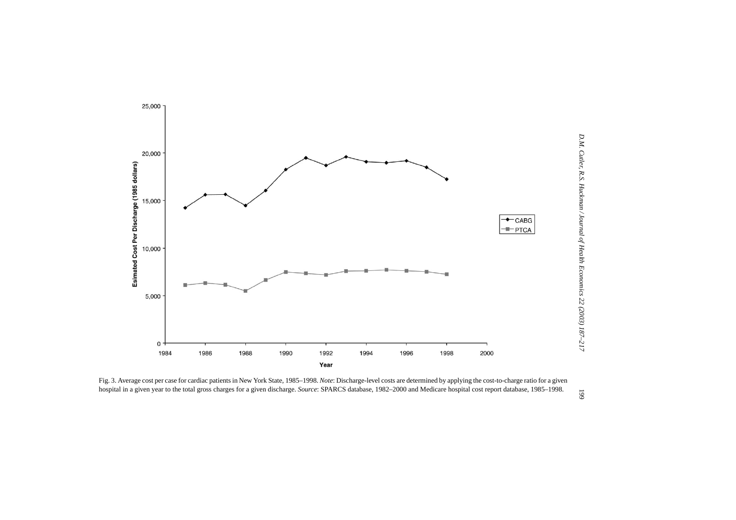Fig. 3. Average cost per case for cardiac patients in New York State, 1985–1998. *Note*: Discharge-level costs are determined by applying the cost-to-charge ratio for a given hospital in a given year to the total gross charges for a given discharge. *Source*: SPARCS database, 1982–2000 and Medicare hospital cost report database, 1985–1998.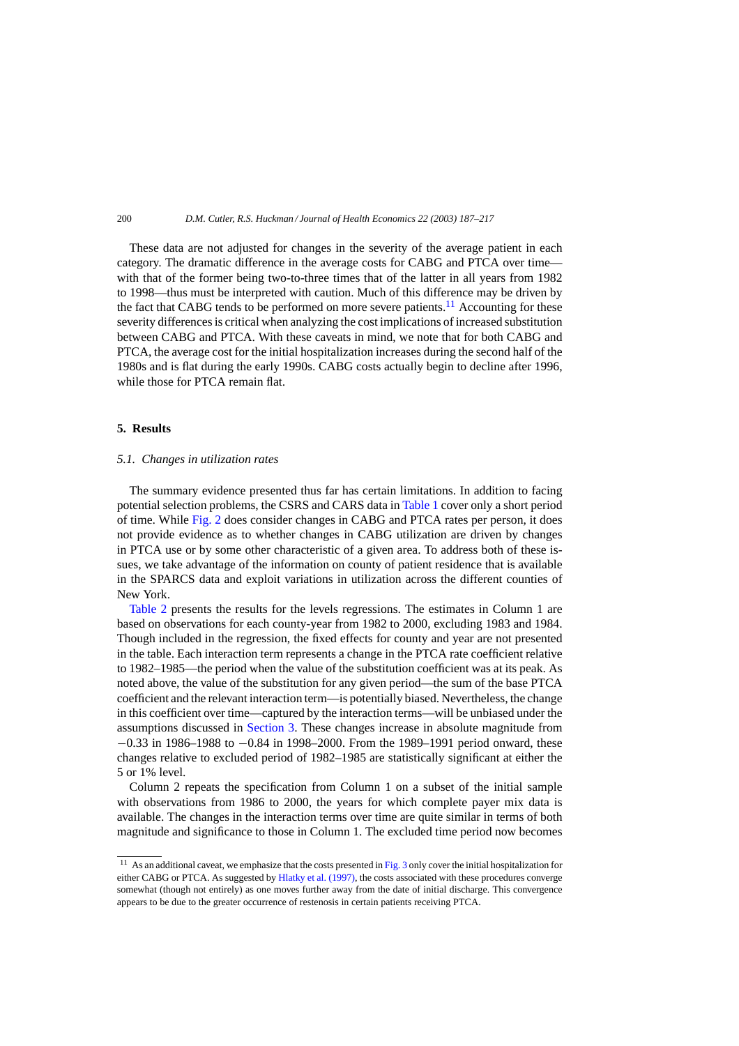These data are not adjusted for changes in the severity of the average patient in each category. The dramatic difference in the average costs for CABG and PTCA over time—with that of the former being two-to-three times that of the latter in all years from 1982 to 1998—thus must be interpreted with caution. Much of this difference may be driven by the fact that CABG tends to be performed on more severe patients.[11] Accounting for these severity differences is critical when analyzing the cost implications of increased substitution between CABG and PTCA. With these caveats in mind, we note that for both CABG and PTCA, the average cost for the initial hospitalization increases during the second half of the 1980s and is flat during the early 1990s. CABG costs actually begin to decline after 1996, while those for PTCA remain flat.

## 5. Results

### 5.1. *Changes in utilization rates*

The summary evidence presented thus far has certain limitations. In addition to facing potential selection problems, the CSRS and CARS data in Table 1 cover only a short period of time. While Fig. 2 does consider changes in CABG and PTCA rates per person, it does not provide evidence as to whether changes in CABG utilization are driven by changes in PTCA use or by some other characteristic of a given area. To address both of these issues, we take advantage of the information on county of patient residence that is available in the SPARCS data and exploit variations in utilization across the different counties of New York.

Table 2 presents the results for the levels regressions. The estimates in Column 1 are based on observations for each county-year from 1982 to 2000, excluding 1983 and 1984. Though included in the regression, the fixed effects for county and year are not presented in the table. Each interaction term represents a change in the PTCA rate coefficient relative to 1982–1985—the period when the value of the substitution coefficient was at its peak. As noted above, the value of the substitution for any given period—the sum of the base PTCA coefficient and the relevant interaction term—is potentially biased. Nevertheless, the change in this coefficient over time—captured by the interaction terms—will be unbiased under the assumptions discussed in Section 3. These changes increase in absolute magnitude from −0.33 in 1986–1988 to −0.84 in 1998–2000. From the 1989–1991 period onward, these changes relative to excluded period of 1982–1985 are statistically significant at either the 5 or 1% level.

Column 2 repeats the specification from Column 1 on a subset of the initial sample with observations from 1986 to 2000, the years for which complete payer mix data is available. The changes in the interaction terms over time are quite similar in terms of both magnitude and significance to those in Column 1. The excluded time period now becomes

---

[11] As an additional caveat, we emphasize that the costs presented in Fig. 3 only cover the initial hospitalization for either CABG or PTCA. As suggested by Hlatky et al. (1997), the costs associated with these procedures converge somewhat (though not entirely) as one moves further away from the date of initial discharge. This convergence appears to be due to the greater occurrence of restenosis in certain patients receiving PTCA.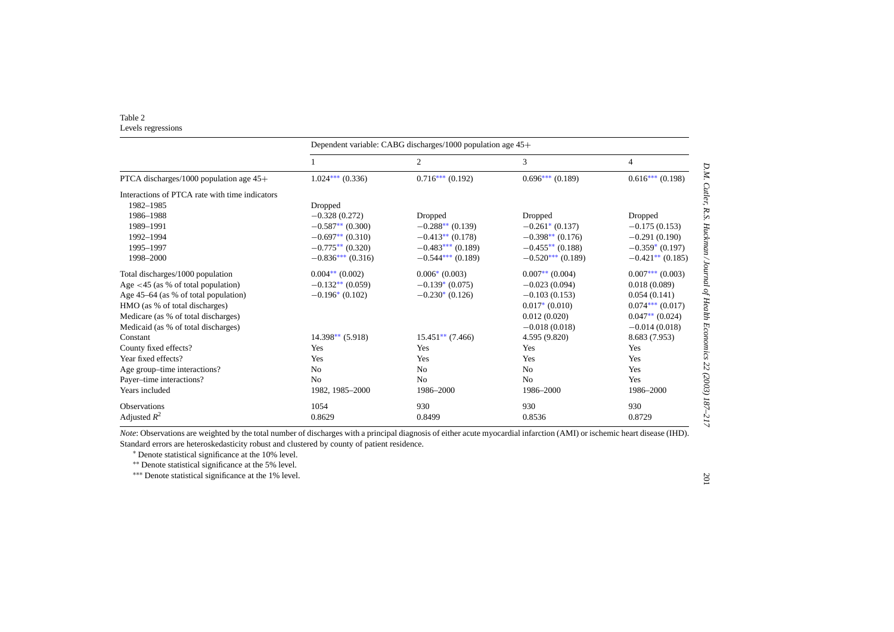Table 2
Levels regressions

| | Dependent variable: CABG discharges/1000 population age 45+ | | | |
|---|---|---|---|---|
| | 1 | 2 | 3 | 4 |
| PTCA discharges/1000 population age 45+ | 1.024*** (0.336) | 0.716*** (0.192) | 0.696*** (0.189) | 0.616*** (0.198) |
| Interactions of PTCA rate with time indicators | | | | |
| 1982–1985 | Dropped | | | |
| 1986–1988 | −0.328 (0.272) | Dropped | Dropped | Dropped |
| 1989–1991 | −0.587** (0.300) | −0.288** (0.139) | −0.261* (0.137) | −0.175 (0.153) |
| 1992–1994 | −0.697** (0.310) | −0.413** (0.178) | −0.398** (0.176) | −0.291 (0.190) |
| 1995–1997 | −0.775** (0.320) | −0.483*** (0.189) | −0.455** (0.188) | −0.359* (0.197) |
| 1998–2000 | −0.836*** (0.316) | −0.544*** (0.189) | −0.520*** (0.189) | −0.421** (0.185) |
| Total discharges/1000 population | 0.004** (0.002) | 0.006* (0.003) | 0.007** (0.004) | 0.007*** (0.003) |
| Age <45 (as % of total population) | −0.132** (0.059) | −0.139* (0.075) | −0.023 (0.094) | 0.018 (0.089) |
| Age 45–64 (as % of total population) | −0.196* (0.102) | −0.230* (0.126) | −0.103 (0.153) | 0.054 (0.141) |
| HMO (as % of total discharges) | | | 0.017* (0.010) | 0.074*** (0.017) |
| Medicare (as % of total discharges) | | | 0.012 (0.020) | 0.047** (0.024) |
| Medicaid (as % of total discharges) | | | −0.018 (0.018) | −0.014 (0.018) |
| Constant | 14.398** (5.918) | 15.451** (7.466) | 4.595 (9.820) | 8.683 (7.953) |
| County fixed effects? | Yes | Yes | Yes | Yes |
| Year fixed effects? | Yes | Yes | Yes | Yes |
| Age group–time interactions? | No | No | No | Yes |
| Payer–time interactions? | No | No | No | Yes |
| Years included | 1982, 1985–2000 | 1986–2000 | 1986–2000 | 1986–2000 |
| Observations | 1054 | 930 | 930 | 930 |
| Adjusted $R^2$ | 0.8629 | 0.8499 | 0.8536 | 0.8729 |

*Note*: Observations are weighted by the total number of discharges with a principal diagnosis of either acute myocardial infarction (AMI) or ischemic heart disease (IHD). Standard errors are heteroskedasticity robust and clustered by county of patient residence.

\* Denote statistical significance at the 10% level.

\*\* Denote statistical significance at the 5% level.

\*\*\* Denote statistical significance at the 1% level.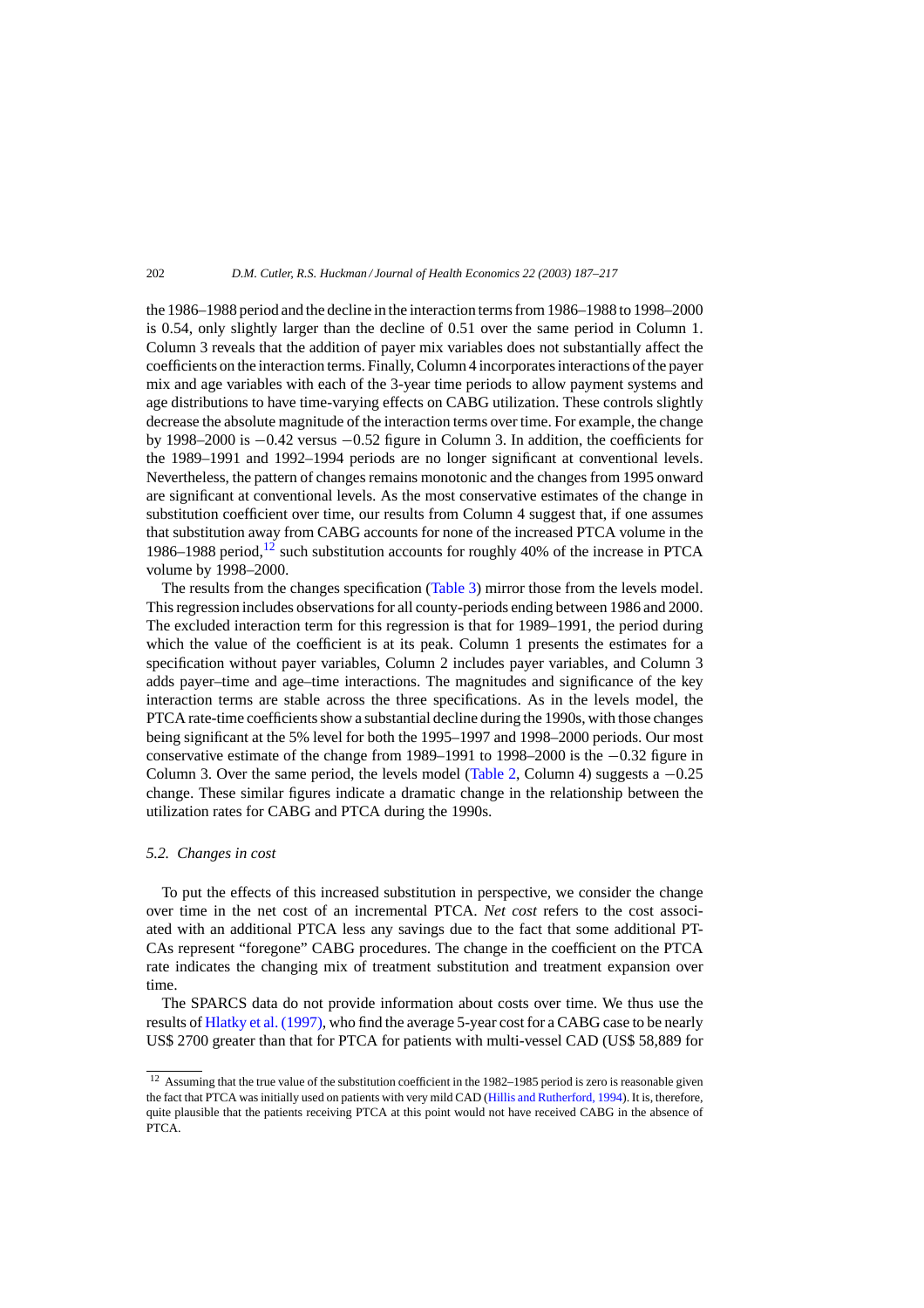the 1986–1988 period and the decline in the interaction terms from 1986–1988 to 1998–2000 is 0.54, only slightly larger than the decline of 0.51 over the same period in Column 1. Column 3 reveals that the addition of payer mix variables does not substantially affect the coefficients on the interaction terms. Finally, Column 4 incorporates interactions of the payer mix and age variables with each of the 3-year time periods to allow payment systems and age distributions to have time-varying effects on CABG utilization. These controls slightly decrease the absolute magnitude of the interaction terms over time. For example, the change by 1998–2000 is −0.42 versus −0.52 figure in Column 3. In addition, the coefficients for the 1989–1991 and 1992–1994 periods are no longer significant at conventional levels. Nevertheless, the pattern of changes remains monotonic and the changes from 1995 onward are significant at conventional levels. As the most conservative estimates of the change in substitution coefficient over time, our results from Column 4 suggest that, if one assumes that substitution away from CABG accounts for none of the increased PTCA volume in the 1986–1988 period,[12] such substitution accounts for roughly 40% of the increase in PTCA volume by 1998–2000.

The results from the changes specification (Table 3) mirror those from the levels model. This regression includes observations for all county-periods ending between 1986 and 2000. The excluded interaction term for this regression is that for 1989–1991, the period during which the value of the coefficient is at its peak. Column 1 presents the estimates for a specification without payer variables, Column 2 includes payer variables, and Column 3 adds payer–time and age–time interactions. The magnitudes and significance of the key interaction terms are stable across the three specifications. As in the levels model, the PTCA rate-time coefficients show a substantial decline during the 1990s, with those changes being significant at the 5% level for both the 1995–1997 and 1998–2000 periods. Our most conservative estimate of the change from 1989–1991 to 1998–2000 is the −0.32 figure in Column 3. Over the same period, the levels model (Table 2, Column 4) suggests a −0.25 change. These similar figures indicate a dramatic change in the relationship between the utilization rates for CABG and PTCA during the 1990s.

### 5.2. Changes in cost

To put the effects of this increased substitution in perspective, we consider the change over time in the net cost of an incremental PTCA. *Net cost* refers to the cost associated with an additional PTCA less any savings due to the fact that some additional PTCAs represent "foregone" CABG procedures. The change in the coefficient on the PTCA rate indicates the changing mix of treatment substitution and treatment expansion over time.

The SPARCS data do not provide information about costs over time. We thus use the results of Hlatky et al. (1997), who find the average 5-year cost for a CABG case to be nearly US$ 2700 greater than that for PTCA for patients with multi-vessel CAD (US$ 58,889 for

---

[12] Assuming that the true value of the substitution coefficient in the 1982–1985 period is zero is reasonable given the fact that PTCA was initially used on patients with very mild CAD (Hillis and Rutherford, 1994). It is, therefore, quite plausible that the patients receiving PTCA at this point would not have received CABG in the absence of PTCA.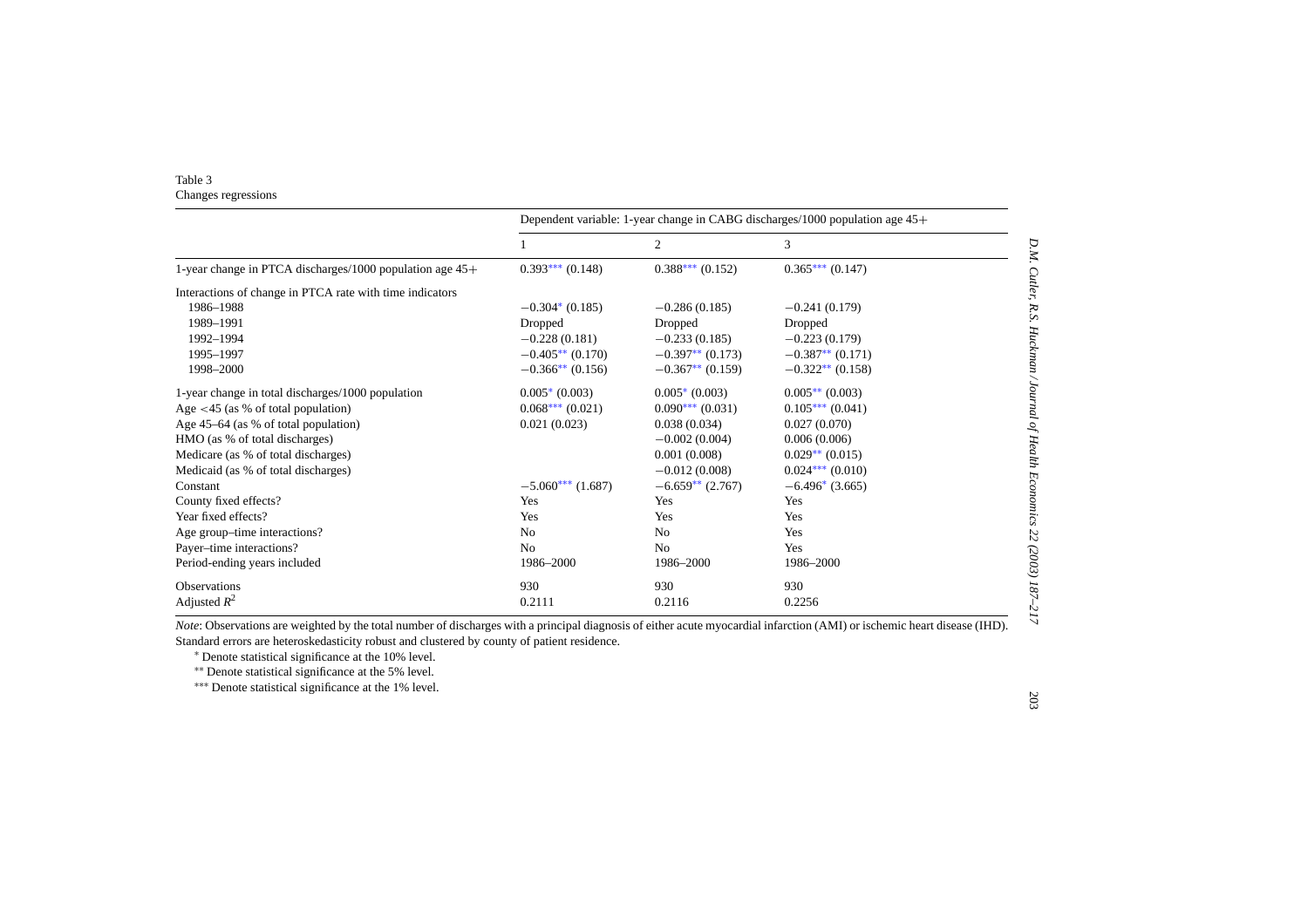Table 3
Changes regressions

| | Dependent variable: 1-year change in CABG discharges/1000 population age 45+ | | |
|---|---|---|---|
| | 1 | 2 | 3 |
| 1-year change in PTCA discharges/1000 population age 45+ | 0.393*** (0.148) | 0.388*** (0.152) | 0.365*** (0.147) |
| Interactions of change in PTCA rate with time indicators | | | |
| 1986–1988 | −0.304* (0.185) | −0.286 (0.185) | −0.241 (0.179) |
| 1989–1991 | Dropped | Dropped | Dropped |
| 1992–1994 | −0.228 (0.181) | −0.233 (0.185) | −0.223 (0.179) |
| 1995–1997 | −0.405** (0.170) | −0.397** (0.173) | −0.387** (0.171) |
| 1998–2000 | −0.366** (0.156) | −0.367** (0.159) | −0.322** (0.158) |
| 1-year change in total discharges/1000 population | 0.005* (0.003) | 0.005* (0.003) | 0.005** (0.003) |
| Age <45 (as % of total population) | 0.068*** (0.021) | 0.090*** (0.031) | 0.105*** (0.041) |
| Age 45–64 (as % of total population) | 0.021 (0.023) | 0.038 (0.034) | 0.027 (0.070) |
| HMO (as % of total discharges) | | −0.002 (0.004) | 0.006 (0.006) |
| Medicare (as % of total discharges) | | 0.001 (0.008) | 0.029** (0.015) |
| Medicaid (as % of total discharges) | | −0.012 (0.008) | 0.024*** (0.010) |
| Constant | −5.060*** (1.687) | −6.659** (2.767) | −6.496* (3.665) |
| County fixed effects? | Yes | Yes | Yes |
| Year fixed effects? | Yes | Yes | Yes |
| Age group–time interactions? | No | No | Yes |
| Payer–time interactions? | No | No | Yes |
| Period-ending years included | 1986–2000 | 1986–2000 | 1986–2000 |
| Observations | 930 | 930 | 930 |
| Adjusted $R^2$ | 0.2111 | 0.2116 | 0.2256 |

*Note*: Observations are weighted by the total number of discharges with a principal diagnosis of either acute myocardial infarction (AMI) or ischemic heart disease (IHD). Standard errors are heteroskedasticity robust and clustered by county of patient residence.

\* Denote statistical significance at the 10% level.

\*\* Denote statistical significance at the 5% level.

\*\*\* Denote statistical significance at the 1% level.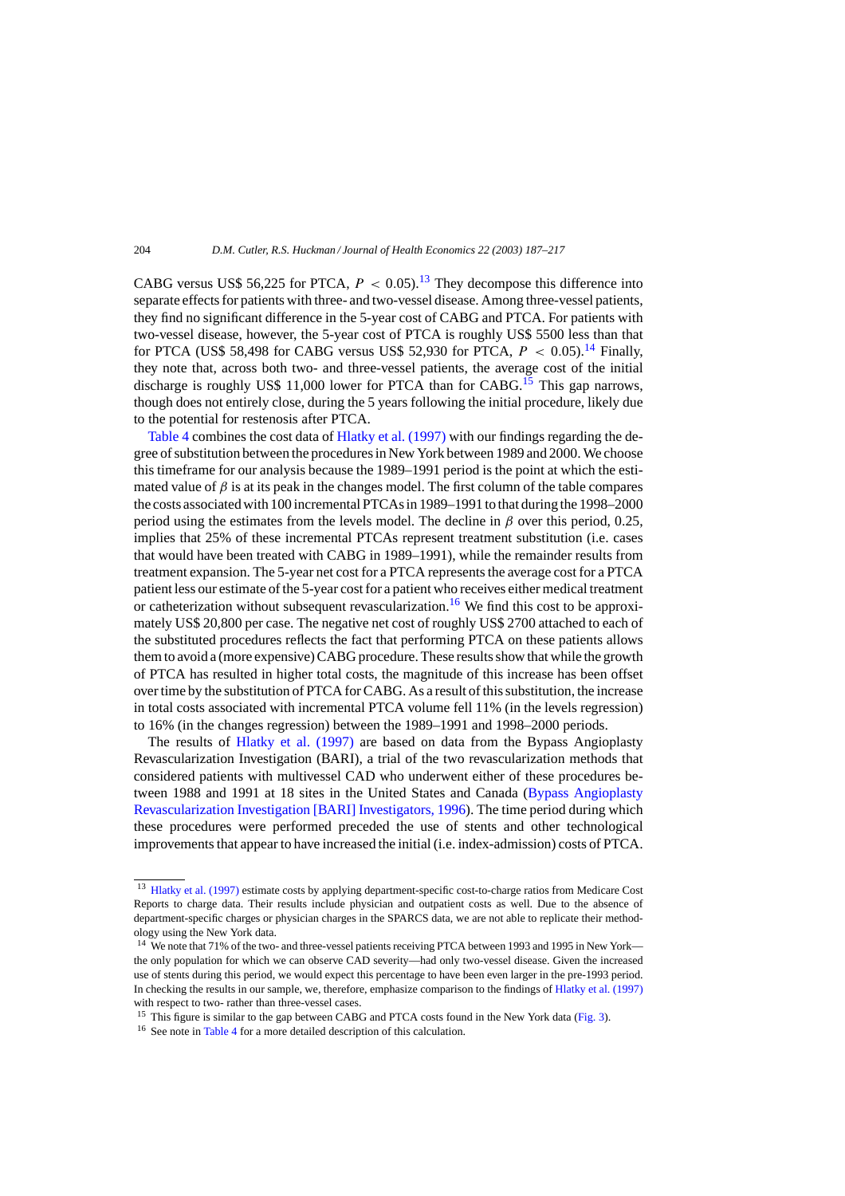CABG versus US$ 56,225 for PTCA, $P < 0.05$).[13] They decompose this difference into separate effects for patients with three- and two-vessel disease. Among three-vessel patients, they find no significant difference in the 5-year cost of CABG and PTCA. For patients with two-vessel disease, however, the 5-year cost of PTCA is roughly US$ 5500 less than that for PTCA (US$ 58,498 for CABG versus US$ 52,930 for PTCA, $P < 0.05$).[14] Finally, they note that, across both two- and three-vessel patients, the average cost of the initial discharge is roughly US$ 11,000 lower for PTCA than for CABG.[15] This gap narrows, though does not entirely close, during the 5 years following the initial procedure, likely due to the potential for restenosis after PTCA.

Table 4 combines the cost data of Hlatky et al. (1997) with our findings regarding the degree of substitution between the procedures in New York between 1989 and 2000. We choose this timeframe for our analysis because the 1989–1991 period is the point at which the estimated value of $\beta$ is at its peak in the changes model. The first column of the table compares the costs associated with 100 incremental PTCAs in 1989–1991 to that during the 1998–2000 period using the estimates from the levels model. The decline in $\beta$ over this period, 0.25, implies that 25% of these incremental PTCAs represent treatment substitution (i.e. cases that would have been treated with CABG in 1989–1991), while the remainder results from treatment expansion. The 5-year net cost for a PTCA represents the average cost for a PTCA patient less our estimate of the 5-year cost for a patient who receives either medical treatment or catheterization without subsequent revascularization.[16] We find this cost to be approximately US$ 20,800 per case. The negative net cost of roughly US$ 2700 attached to each of the substituted procedures reflects the fact that performing PTCA on these patients allows them to avoid a (more expensive) CABG procedure. These results show that while the growth of PTCA has resulted in higher total costs, the magnitude of this increase has been offset over time by the substitution of PTCA for CABG. As a result of this substitution, the increase in total costs associated with incremental PTCA volume fell 11% (in the levels regression) to 16% (in the changes regression) between the 1989–1991 and 1998–2000 periods.

The results of Hlatky et al. (1997) are based on data from the Bypass Angioplasty Revascularization Investigation (BARI), a trial of the two revascularization methods that considered patients with multivessel CAD who underwent either of these procedures between 1988 and 1991 at 18 sites in the United States and Canada (Bypass Angioplasty Revascularization Investigation [BARI] Investigators, 1996). The time period during which these procedures were performed preceded the use of stents and other technological improvements that appear to have increased the initial (i.e. index-admission) costs of PTCA.

---

[13] Hlatky et al. (1997) estimate costs by applying department-specific cost-to-charge ratios from Medicare Cost Reports to charge data. Their results include physician and outpatient costs as well. Due to the absence of department-specific charges or physician charges in the SPARCS data, we are not able to replicate their methodology using the New York data.

[14] We note that 71% of the two- and three-vessel patients receiving PTCA between 1993 and 1995 in New York—the only population for which we can observe CAD severity—had only two-vessel disease. Given the increased use of stents during this period, we would expect this percentage to have been even larger in the pre-1993 period. In checking the results in our sample, we, therefore, emphasize comparison to the findings of Hlatky et al. (1997) with respect to two- rather than three-vessel cases.

[15] This figure is similar to the gap between CABG and PTCA costs found in the New York data (Fig. 3).

[16] See note in Table 4 for a more detailed description of this calculation.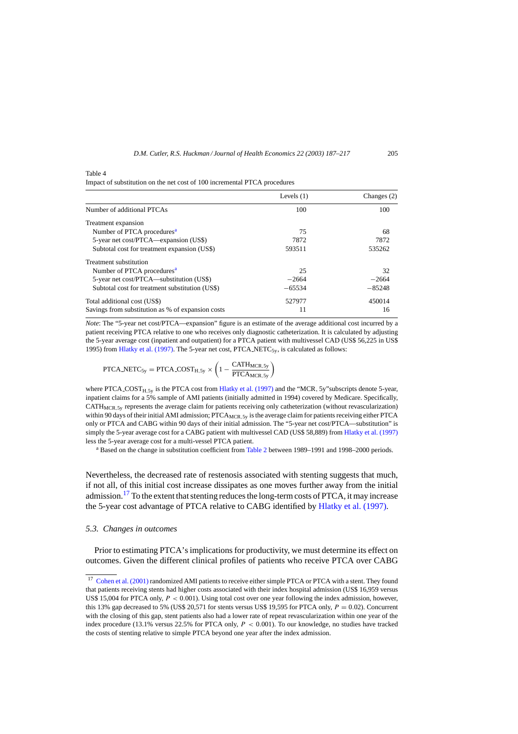Table 4
Impact of substitution on the net cost of 100 incremental PTCA procedures

| | Levels (1) | Changes (2) |
|---|---|---|
| Number of additional PTCAs | 100 | 100 |
| Treatment expansion | | |
| Number of PTCA procedures[a] | 75 | 68 |
| 5-year net cost/PTCA—expansion (US$) | 7872 | 7872 |
| Subtotal cost for treatment expansion (US$) | 593511 | 535262 |
| Treatment substitution | | |
| Number of PTCA procedures[a] | 25 | 32 |
| 5-year net cost/PTCA—substitution (US$) | −2664 | −2664 |
| Subtotal cost for treatment substitution (US$) | −65534 | −85248 |
| Total additional cost (US$) | 527977 | 450014 |
| Savings from substitution as % of expansion costs | 11 | 16 |

*Note*: The "5-year net cost/PTCA—expansion" figure is an estimate of the average additional cost incurred by a patient receiving PTCA relative to one who receives only diagnostic catheterization. It is calculated by adjusting the 5-year average cost (inpatient and outpatient) for a PTCA patient with multivessel CAD (US$ 56,225 in US$ 1995) from Hlatky et al. (1997). The 5-year net cost, $\text{PTCA\_NETC}_{5y}$, is calculated as follows:

$$\text{PTCA\_NETC}_{5y} = \text{PTCA\_COST}_{H,5y} \times \left(1 - \frac{\text{CATH}_{MCR,5y}}{\text{PTCA}_{MCR,5y}}\right)$$

where $\text{PTCA\_COST}_{H,5y}$ is the PTCA cost from Hlatky et al. (1997) and the "MCR, 5y" subscripts denote 5-year, inpatient claims for a 5% sample of AMI patients (initially admitted in 1994) covered by Medicare. Specifically, $\text{CATH}_{MCR,5y}$ represents the average claim for patients receiving only catheterization (without revascularization) within 90 days of their initial AMI admission; $\text{PTCA}_{MCR,5y}$ is the average claim for patients receiving either PTCA only or PTCA and CABG within 90 days of their initial admission. The "5-year net cost/PTCA—substitution" is simply the 5-year average cost for a CABG patient with multivessel CAD (US$ 58,889) from Hlatky et al. (1997) less the 5-year average cost for a multi-vessel PTCA patient.

[a] Based on the change in substitution coefficient from Table 2 between 1989–1991 and 1998–2000 periods.

Nevertheless, the decreased rate of restenosis associated with stenting suggests that much, if not all, of this initial cost increase dissipates as one moves further away from the initial admission.[17] To the extent that stenting reduces the long-term costs of PTCA, it may increase the 5-year cost advantage of PTCA relative to CABG identified by Hlatky et al. (1997).

### 5.3. Changes in outcomes

Prior to estimating PTCA's implications for productivity, we must determine its effect on outcomes. Given the different clinical profiles of patients who receive PTCA over CABG

[17] Cohen et al. (2001) randomized AMI patients to receive either simple PTCA or PTCA with a stent. They found that patients receiving stents had higher costs associated with their index hospital admission (US$ 16,959 versus US$ 15,004 for PTCA only, $P < 0.001$). Using total cost over one year following the index admission, however, this 13% gap decreased to 5% (US$ 20,571 for stents versus US$ 19,595 for PTCA only, $P = 0.02$). Concurrent with the closing of this gap, stent patients also had a lower rate of repeat revascularization within one year of the index procedure (13.1% versus 22.5% for PTCA only, $P < 0.001$). To our knowledge, no studies have tracked the costs of stenting relative to simple PTCA beyond one year after the index admission.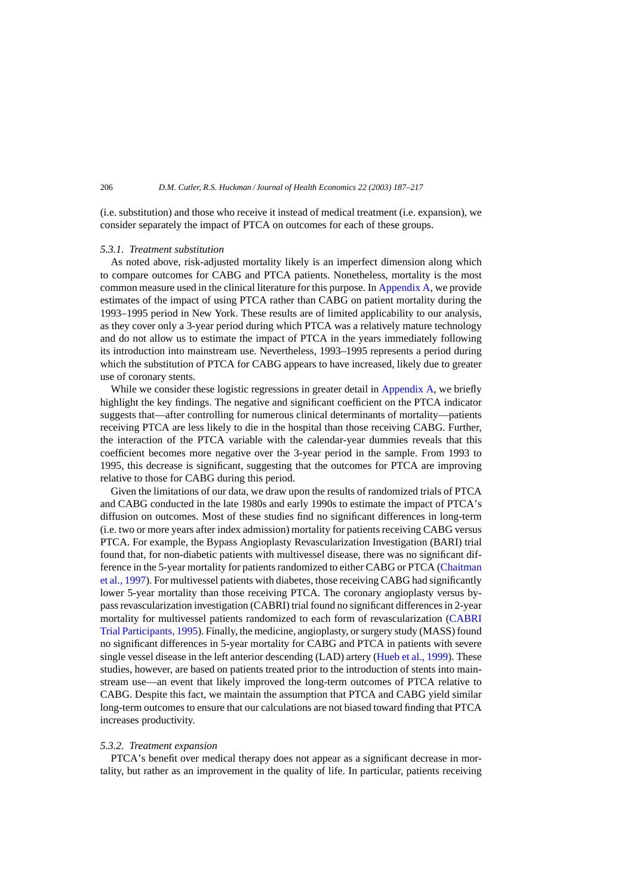(i.e. substitution) and those who receive it instead of medical treatment (i.e. expansion), we consider separately the impact of PTCA on outcomes for each of these groups.

#### 5.3.1. *Treatment substitution*

As noted above, risk-adjusted mortality likely is an imperfect dimension along which to compare outcomes for CABG and PTCA patients. Nonetheless, mortality is the most common measure used in the clinical literature for this purpose. In Appendix A, we provide estimates of the impact of using PTCA rather than CABG on patient mortality during the 1993–1995 period in New York. These results are of limited applicability to our analysis, as they cover only a 3-year period during which PTCA was a relatively mature technology and do not allow us to estimate the impact of PTCA in the years immediately following its introduction into mainstream use. Nevertheless, 1993–1995 represents a period during which the substitution of PTCA for CABG appears to have increased, likely due to greater use of coronary stents.

While we consider these logistic regressions in greater detail in Appendix A, we briefly highlight the key findings. The negative and significant coefficient on the PTCA indicator suggests that—after controlling for numerous clinical determinants of mortality—patients receiving PTCA are less likely to die in the hospital than those receiving CABG. Further, the interaction of the PTCA variable with the calendar-year dummies reveals that this coefficient becomes more negative over the 3-year period in the sample. From 1993 to 1995, this decrease is significant, suggesting that the outcomes for PTCA are improving relative to those for CABG during this period.

Given the limitations of our data, we draw upon the results of randomized trials of PTCA and CABG conducted in the late 1980s and early 1990s to estimate the impact of PTCA's diffusion on outcomes. Most of these studies find no significant differences in long-term (i.e. two or more years after index admission) mortality for patients receiving CABG versus PTCA. For example, the Bypass Angioplasty Revascularization Investigation (BARI) trial found that, for non-diabetic patients with multivessel disease, there was no significant difference in the 5-year mortality for patients randomized to either CABG or PTCA (Chaitman et al., 1997). For multivessel patients with diabetes, those receiving CABG had significantly lower 5-year mortality than those receiving PTCA. The coronary angioplasty versus bypass revascularization investigation (CABRI) trial found no significant differences in 2-year mortality for multivessel patients randomized to each form of revascularization (CABRI Trial Participants, 1995). Finally, the medicine, angioplasty, or surgery study (MASS) found no significant differences in 5-year mortality for CABG and PTCA in patients with severe single vessel disease in the left anterior descending (LAD) artery (Hueb et al., 1999). These studies, however, are based on patients treated prior to the introduction of stents into mainstream use—an event that likely improved the long-term outcomes of PTCA relative to CABG. Despite this fact, we maintain the assumption that PTCA and CABG yield similar long-term outcomes to ensure that our calculations are not biased toward finding that PTCA increases productivity.

#### 5.3.2. *Treatment expansion*

PTCA's benefit over medical therapy does not appear as a significant decrease in mortality, but rather as an improvement in the quality of life. In particular, patients receiving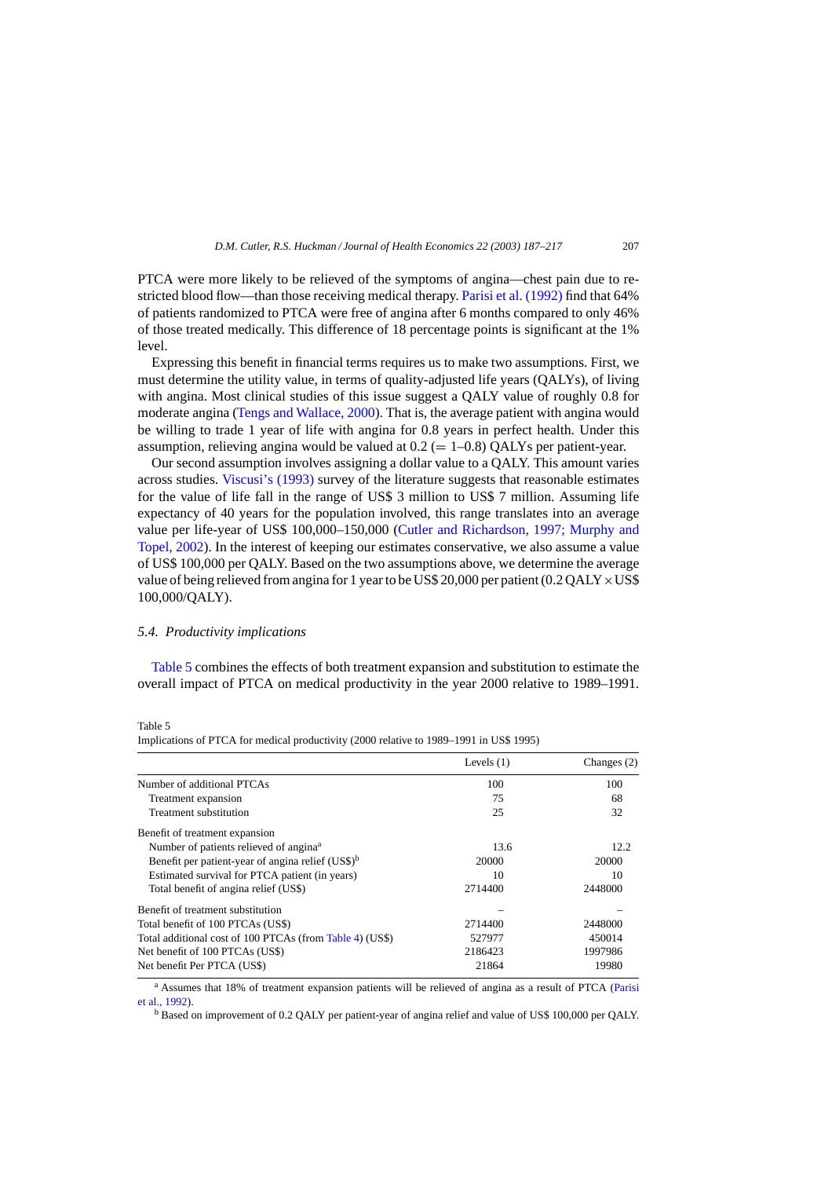PTCA were more likely to be relieved of the symptoms of angina—chest pain due to restricted blood flow—than those receiving medical therapy. Parisi et al. (1992) find that 64% of patients randomized to PTCA were free of angina after 6 months compared to only 46% of those treated medically. This difference of 18 percentage points is significant at the 1% level.

Expressing this benefit in financial terms requires us to make two assumptions. First, we must determine the utility value, in terms of quality-adjusted life years (QALYs), of living with angina. Most clinical studies of this issue suggest a QALY value of roughly 0.8 for moderate angina (Tengs and Wallace, 2000). That is, the average patient with angina would be willing to trade 1 year of life with angina for 0.8 years in perfect health. Under this assumption, relieving angina would be valued at 0.2 (= 1–0.8) QALYs per patient-year.

Our second assumption involves assigning a dollar value to a QALY. This amount varies across studies. Viscusi's (1993) survey of the literature suggests that reasonable estimates for the value of life fall in the range of US$ 3 million to US$ 7 million. Assuming life expectancy of 40 years for the population involved, this range translates into an average value per life-year of US$ 100,000–150,000 (Cutler and Richardson, 1997; Murphy and Topel, 2002). In the interest of keeping our estimates conservative, we also assume a value of US$ 100,000 per QALY. Based on the two assumptions above, we determine the average value of being relieved from angina for 1 year to be US$ 20,000 per patient (0.2 QALY × US$ 100,000/QALY).

### 5.4. Productivity implications

Table 5 combines the effects of both treatment expansion and substitution to estimate the overall impact of PTCA on medical productivity in the year 2000 relative to 1989–1991.

Table 5
Implications of PTCA for medical productivity (2000 relative to 1989–1991 in US$ 1995)

| | Levels (1) | Changes (2) |
|---|---|---|
| Number of additional PTCAs | 100 | 100 |
| Treatment expansion | 75 | 68 |
| Treatment substitution | 25 | 32 |
| Benefit of treatment expansion | | |
| Number of patients relieved of angina[a] | 13.6 | 12.2 |
| Benefit per patient-year of angina relief (US$)[b] | 20000 | 20000 |
| Estimated survival for PTCA patient (in years) | 10 | 10 |
| Total benefit of angina relief (US$) | 2714400 | 2448000 |
| Benefit of treatment substitution | – | – |
| Total benefit of 100 PTCAs (US$) | 2714400 | 2448000 |
| Total additional cost of 100 PTCAs (from Table 4) (US$) | 527977 | 450014 |
| Net benefit of 100 PTCAs (US$) | 2186423 | 1997986 |
| Net benefit Per PTCA (US$) | 21864 | 19980 |

[a] Assumes that 18% of treatment expansion patients will be relieved of angina as a result of PTCA (Parisi et al., 1992).

[b] Based on improvement of 0.2 QALY per patient-year of angina relief and value of US$ 100,000 per QALY.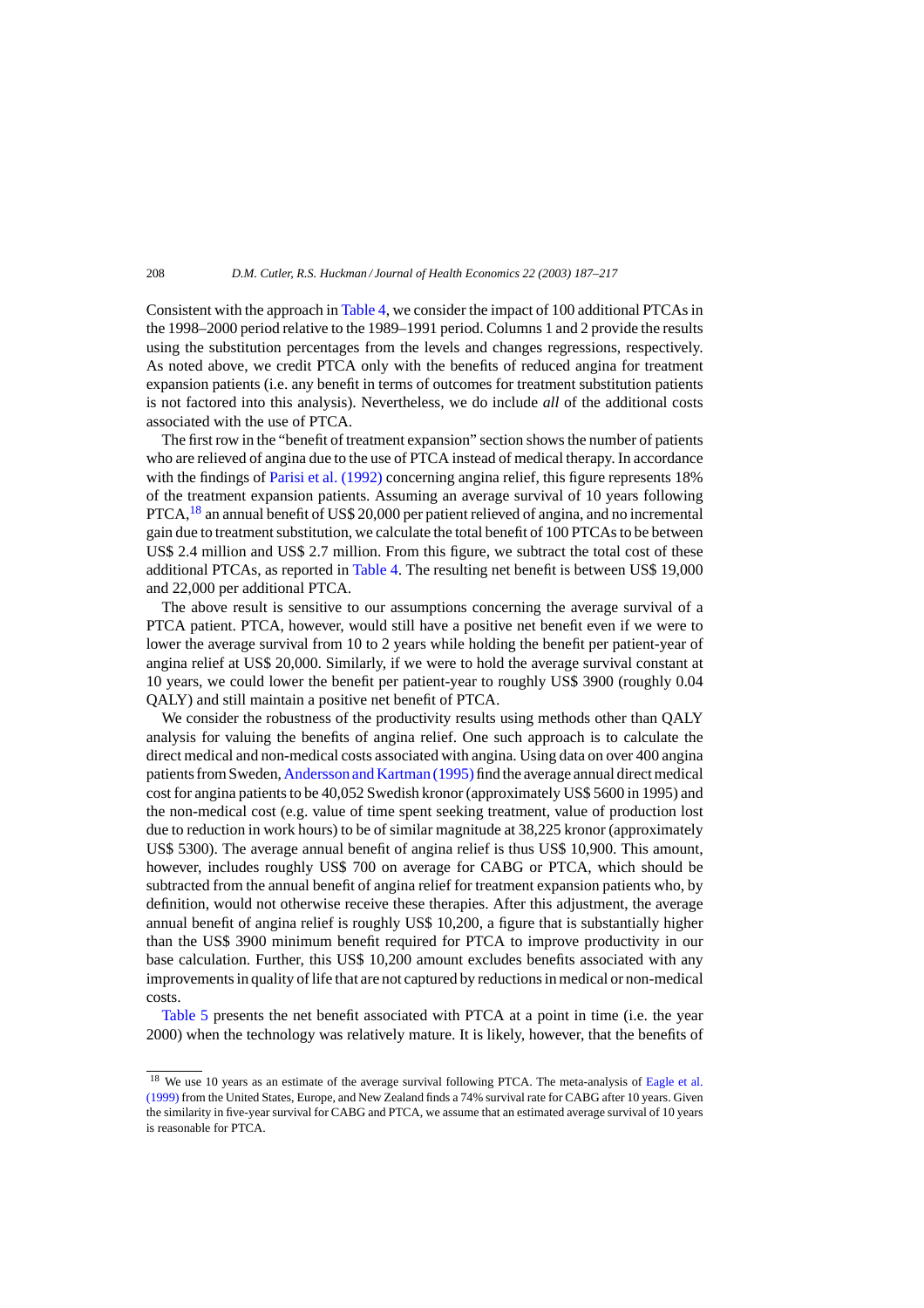Consistent with the approach in Table 4, we consider the impact of 100 additional PTCAs in the 1998–2000 period relative to the 1989–1991 period. Columns 1 and 2 provide the results using the substitution percentages from the levels and changes regressions, respectively. As noted above, we credit PTCA only with the benefits of reduced angina for treatment expansion patients (i.e. any benefit in terms of outcomes for treatment substitution patients is not factored into this analysis). Nevertheless, we do include *all* of the additional costs associated with the use of PTCA.

The first row in the "benefit of treatment expansion" section shows the number of patients who are relieved of angina due to the use of PTCA instead of medical therapy. In accordance with the findings of Parisi et al. (1992) concerning angina relief, this figure represents 18% of the treatment expansion patients. Assuming an average survival of 10 years following PTCA,[18] an annual benefit of US$ 20,000 per patient relieved of angina, and no incremental gain due to treatment substitution, we calculate the total benefit of 100 PTCAs to be between US$ 2.4 million and US$ 2.7 million. From this figure, we subtract the total cost of these additional PTCAs, as reported in Table 4. The resulting net benefit is between US$ 19,000 and 22,000 per additional PTCA.

The above result is sensitive to our assumptions concerning the average survival of a PTCA patient. PTCA, however, would still have a positive net benefit even if we were to lower the average survival from 10 to 2 years while holding the benefit per patient-year of angina relief at US$ 20,000. Similarly, if we were to hold the average survival constant at 10 years, we could lower the benefit per patient-year to roughly US$ 3900 (roughly 0.04 QALY) and still maintain a positive net benefit of PTCA.

We consider the robustness of the productivity results using methods other than QALY analysis for valuing the benefits of angina relief. One such approach is to calculate the direct medical and non-medical costs associated with angina. Using data on over 400 angina patients from Sweden, Andersson and Kartman (1995) find the average annual direct medical cost for angina patients to be 40,052 Swedish kronor (approximately US$ 5600 in 1995) and the non-medical cost (e.g. value of time spent seeking treatment, value of production lost due to reduction in work hours) to be of similar magnitude at 38,225 kronor (approximately US$ 5300). The average annual benefit of angina relief is thus US$ 10,900. This amount, however, includes roughly US$ 700 on average for CABG or PTCA, which should be subtracted from the annual benefit of angina relief for treatment expansion patients who, by definition, would not otherwise receive these therapies. After this adjustment, the average annual benefit of angina relief is roughly US$ 10,200, a figure that is substantially higher than the US$ 3900 minimum benefit required for PTCA to improve productivity in our base calculation. Further, this US$ 10,200 amount excludes benefits associated with any improvements in quality of life that are not captured by reductions in medical or non-medical costs.

Table 5 presents the net benefit associated with PTCA at a point in time (i.e. the year 2000) when the technology was relatively mature. It is likely, however, that the benefits of

---

[18] We use 10 years as an estimate of the average survival following PTCA. The meta-analysis of Eagle et al. (1999) from the United States, Europe, and New Zealand finds a 74% survival rate for CABG after 10 years. Given the similarity in five-year survival for CABG and PTCA, we assume that an estimated average survival of 10 years is reasonable for PTCA.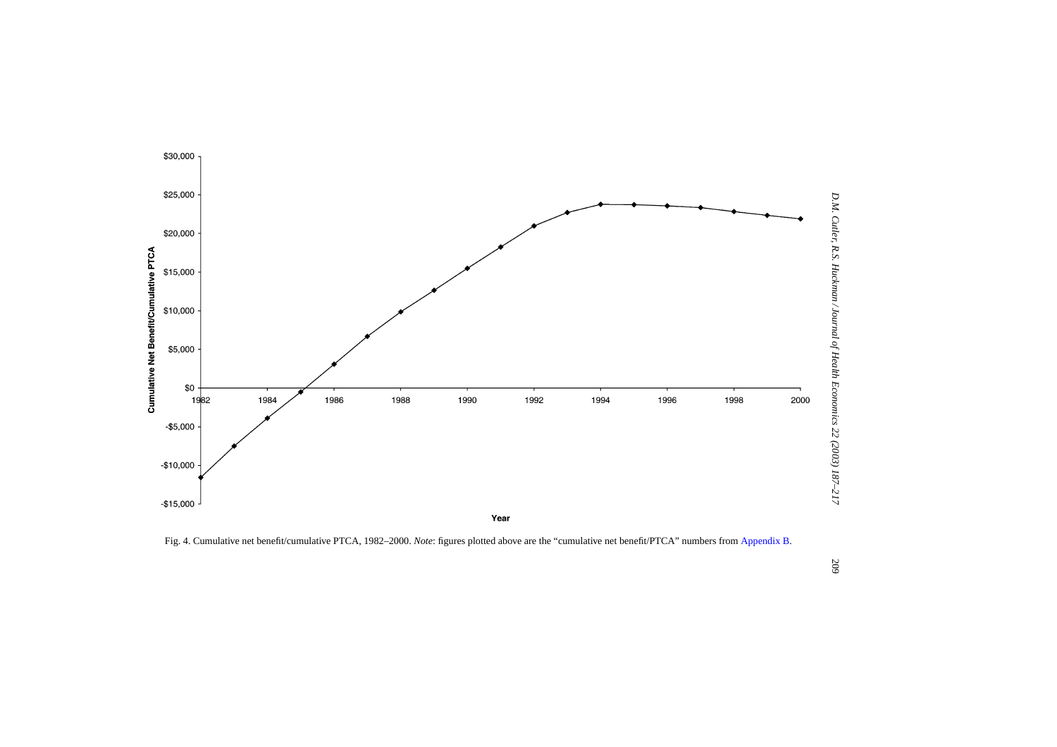Fig. 4. Cumulative net benefit/cumulative PTCA, 1982–2000. *Note*: figures plotted above are the "cumulative net benefit/PTCA" numbers from Appendix B.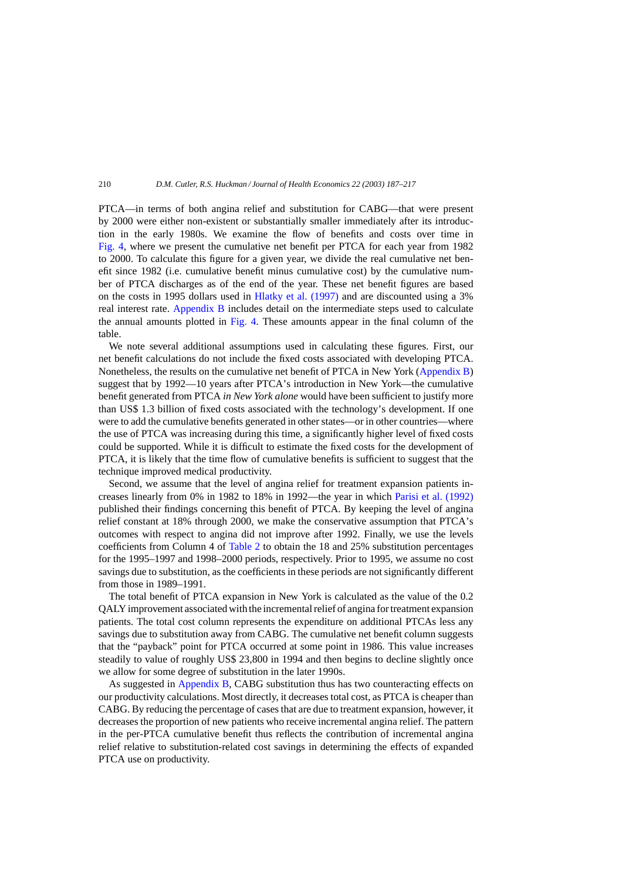PTCA—in terms of both angina relief and substitution for CABG—that were present by 2000 were either non-existent or substantially smaller immediately after its introduction in the early 1980s. We examine the flow of benefits and costs over time in Fig. 4, where we present the cumulative net benefit per PTCA for each year from 1982 to 2000. To calculate this figure for a given year, we divide the real cumulative net benefit since 1982 (i.e. cumulative benefit minus cumulative cost) by the cumulative number of PTCA discharges as of the end of the year. These net benefit figures are based on the costs in 1995 dollars used in Hlatky et al. (1997) and are discounted using a 3% real interest rate. Appendix B includes detail on the intermediate steps used to calculate the annual amounts plotted in Fig. 4. These amounts appear in the final column of the table.

We note several additional assumptions used in calculating these figures. First, our net benefit calculations do not include the fixed costs associated with developing PTCA. Nonetheless, the results on the cumulative net benefit of PTCA in New York (Appendix B) suggest that by 1992—10 years after PTCA's introduction in New York—the cumulative benefit generated from PTCA *in New York alone* would have been sufficient to justify more than US$ 1.3 billion of fixed costs associated with the technology's development. If one were to add the cumulative benefits generated in other states—or in other countries—where the use of PTCA was increasing during this time, a significantly higher level of fixed costs could be supported. While it is difficult to estimate the fixed costs for the development of PTCA, it is likely that the time flow of cumulative benefits is sufficient to suggest that the technique improved medical productivity.

Second, we assume that the level of angina relief for treatment expansion patients increases linearly from 0% in 1982 to 18% in 1992—the year in which Parisi et al. (1992) published their findings concerning this benefit of PTCA. By keeping the level of angina relief constant at 18% through 2000, we make the conservative assumption that PTCA's outcomes with respect to angina did not improve after 1992. Finally, we use the levels coefficients from Column 4 of Table 2 to obtain the 18 and 25% substitution percentages for the 1995–1997 and 1998–2000 periods, respectively. Prior to 1995, we assume no cost savings due to substitution, as the coefficients in these periods are not significantly different from those in 1989–1991.

The total benefit of PTCA expansion in New York is calculated as the value of the 0.2 QALY improvement associated with the incremental relief of angina for treatment expansion patients. The total cost column represents the expenditure on additional PTCAs less any savings due to substitution away from CABG. The cumulative net benefit column suggests that the "payback" point for PTCA occurred at some point in 1986. This value increases steadily to value of roughly US$ 23,800 in 1994 and then begins to decline slightly once we allow for some degree of substitution in the later 1990s.

As suggested in Appendix B, CABG substitution thus has two counteracting effects on our productivity calculations. Most directly, it decreases total cost, as PTCA is cheaper than CABG. By reducing the percentage of cases that are due to treatment expansion, however, it decreases the proportion of new patients who receive incremental angina relief. The pattern in the per-PTCA cumulative benefit thus reflects the contribution of incremental angina relief relative to substitution-related cost savings in determining the effects of expanded PTCA use on productivity.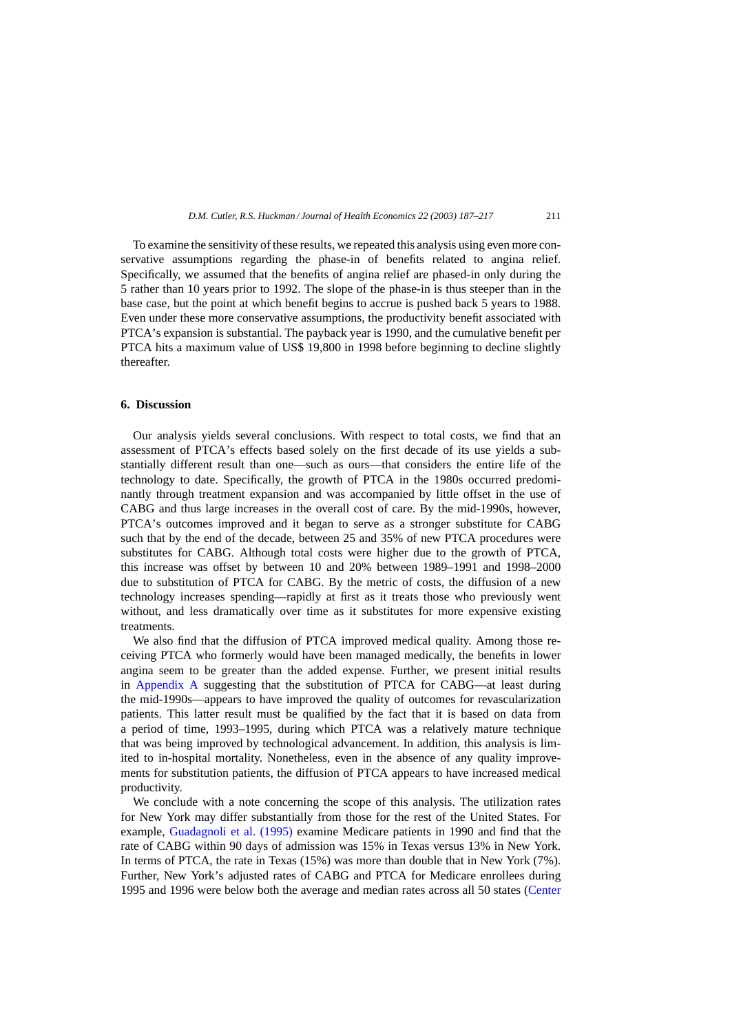To examine the sensitivity of these results, we repeated this analysis using even more conservative assumptions regarding the phase-in of benefits related to angina relief. Specifically, we assumed that the benefits of angina relief are phased-in only during the 5 rather than 10 years prior to 1992. The slope of the phase-in is thus steeper than in the base case, but the point at which benefit begins to accrue is pushed back 5 years to 1988. Even under these more conservative assumptions, the productivity benefit associated with PTCA's expansion is substantial. The payback year is 1990, and the cumulative benefit per PTCA hits a maximum value of US$ 19,800 in 1998 before beginning to decline slightly thereafter.

## 6. Discussion

Our analysis yields several conclusions. With respect to total costs, we find that an assessment of PTCA's effects based solely on the first decade of its use yields a substantially different result than one—such as ours—that considers the entire life of the technology to date. Specifically, the growth of PTCA in the 1980s occurred predominantly through treatment expansion and was accompanied by little offset in the use of CABG and thus large increases in the overall cost of care. By the mid-1990s, however, PTCA's outcomes improved and it began to serve as a stronger substitute for CABG such that by the end of the decade, between 25 and 35% of new PTCA procedures were substitutes for CABG. Although total costs were higher due to the growth of PTCA, this increase was offset by between 10 and 20% between 1989–1991 and 1998–2000 due to substitution of PTCA for CABG. By the metric of costs, the diffusion of a new technology increases spending—rapidly at first as it treats those who previously went without, and less dramatically over time as it substitutes for more expensive existing treatments.

We also find that the diffusion of PTCA improved medical quality. Among those receiving PTCA who formerly would have been managed medically, the benefits in lower angina seem to be greater than the added expense. Further, we present initial results in Appendix A suggesting that the substitution of PTCA for CABG—at least during the mid-1990s—appears to have improved the quality of outcomes for revascularization patients. This latter result must be qualified by the fact that it is based on data from a period of time, 1993–1995, during which PTCA was a relatively mature technique that was being improved by technological advancement. In addition, this analysis is limited to in-hospital mortality. Nonetheless, even in the absence of any quality improvements for substitution patients, the diffusion of PTCA appears to have increased medical productivity.

We conclude with a note concerning the scope of this analysis. The utilization rates for New York may differ substantially from those for the rest of the United States. For example, Guadagnoli et al. (1995) examine Medicare patients in 1990 and find that the rate of CABG within 90 days of admission was 15% in Texas versus 13% in New York. In terms of PTCA, the rate in Texas (15%) was more than double that in New York (7%). Further, New York's adjusted rates of CABG and PTCA for Medicare enrollees during 1995 and 1996 were below both the average and median rates across all 50 states (Center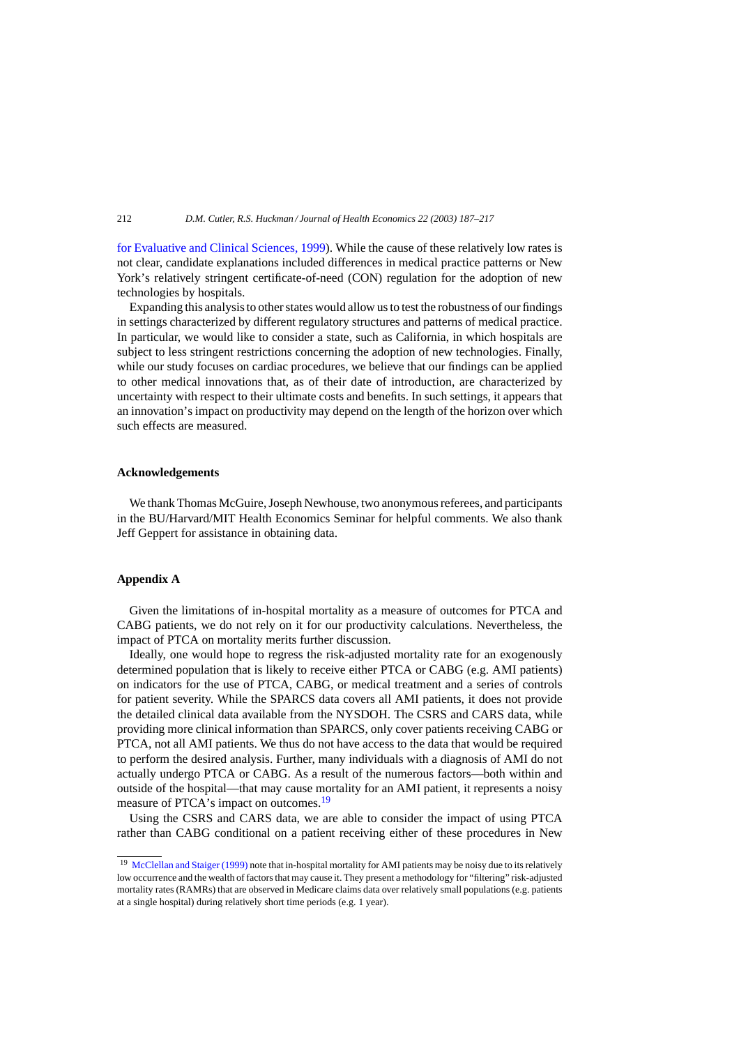for Evaluative and Clinical Sciences, 1999). While the cause of these relatively low rates is not clear, candidate explanations included differences in medical practice patterns or New York's relatively stringent certificate-of-need (CON) regulation for the adoption of new technologies by hospitals.

Expanding this analysis to other states would allow us to test the robustness of our findings in settings characterized by different regulatory structures and patterns of medical practice. In particular, we would like to consider a state, such as California, in which hospitals are subject to less stringent restrictions concerning the adoption of new technologies. Finally, while our study focuses on cardiac procedures, we believe that our findings can be applied to other medical innovations that, as of their date of introduction, are characterized by uncertainty with respect to their ultimate costs and benefits. In such settings, it appears that an innovation's impact on productivity may depend on the length of the horizon over which such effects are measured.

## Acknowledgements

We thank Thomas McGuire, Joseph Newhouse, two anonymous referees, and participants in the BU/Harvard/MIT Health Economics Seminar for helpful comments. We also thank Jeff Geppert for assistance in obtaining data.

## Appendix A

Given the limitations of in-hospital mortality as a measure of outcomes for PTCA and CABG patients, we do not rely on it for our productivity calculations. Nevertheless, the impact of PTCA on mortality merits further discussion.

Ideally, one would hope to regress the risk-adjusted mortality rate for an exogenously determined population that is likely to receive either PTCA or CABG (e.g. AMI patients) on indicators for the use of PTCA, CABG, or medical treatment and a series of controls for patient severity. While the SPARCS data covers all AMI patients, it does not provide the detailed clinical data available from the NYSDOH. The CSRS and CARS data, while providing more clinical information than SPARCS, only cover patients receiving CABG or PTCA, not all AMI patients. We thus do not have access to the data that would be required to perform the desired analysis. Further, many individuals with a diagnosis of AMI do not actually undergo PTCA or CABG. As a result of the numerous factors—both within and outside of the hospital—that may cause mortality for an AMI patient, it represents a noisy measure of PTCA's impact on outcomes.[19]

Using the CSRS and CARS data, we are able to consider the impact of using PTCA rather than CABG conditional on a patient receiving either of these procedures in New

[19] McClellan and Staiger (1999) note that in-hospital mortality for AMI patients may be noisy due to its relatively low occurrence and the wealth of factors that may cause it. They present a methodology for "filtering" risk-adjusted mortality rates (RAMRs) that are observed in Medicare claims data over relatively small populations (e.g. patients at a single hospital) during relatively short time periods (e.g. 1 year).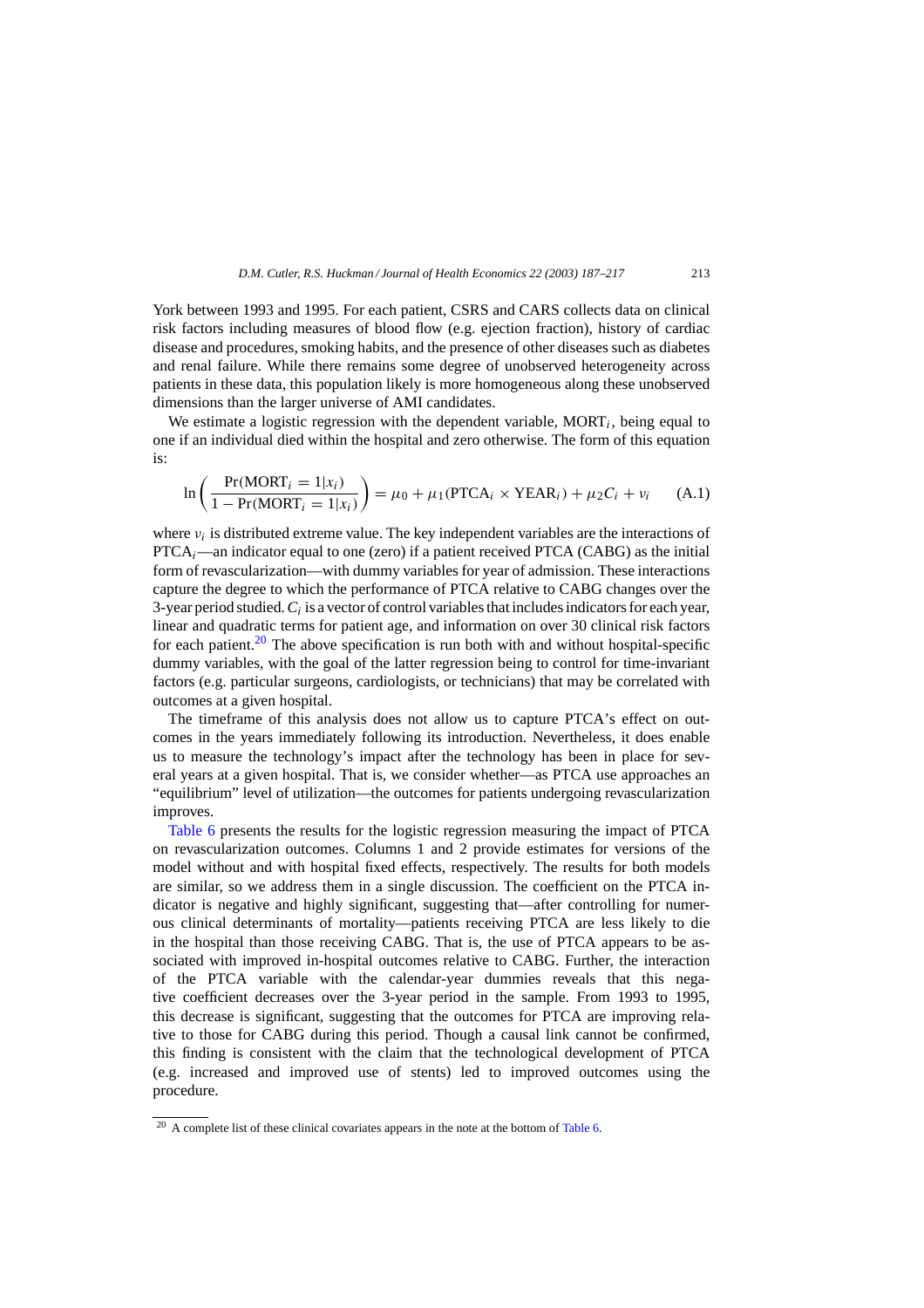York between 1993 and 1995. For each patient, CSRS and CARS collects data on clinical risk factors including measures of blood flow (e.g. ejection fraction), history of cardiac disease and procedures, smoking habits, and the presence of other diseases such as diabetes and renal failure. While there remains some degree of unobserved heterogeneity across patients in these data, this population likely is more homogeneous along these unobserved dimensions than the larger universe of AMI candidates.

We estimate a logistic regression with the dependent variable, $\text{MORT}_i$, being equal to one if an individual died within the hospital and zero otherwise. The form of this equation is:

$$\ln\left(\frac{\Pr(\text{MORT}_i = 1|x_i)}{1 - \Pr(\text{MORT}_i = 1|x_i)}\right) = \mu_0 + \mu_1(\text{PTCA}_i \times \text{YEAR}_i) + \mu_2 C_i + \nu_i \qquad \text{(A.1)}$$

where $\nu_i$ is distributed extreme value. The key independent variables are the interactions of $\text{PTCA}_i$—an indicator equal to one (zero) if a patient received PTCA (CABG) as the initial form of revascularization—with dummy variables for year of admission. These interactions capture the degree to which the performance of PTCA relative to CABG changes over the 3-year period studied. $C_i$ is a vector of control variables that includes indicators for each year, linear and quadratic terms for patient age, and information on over 30 clinical risk factors for each patient.[20] The above specification is run both with and without hospital-specific dummy variables, with the goal of the latter regression being to control for time-invariant factors (e.g. particular surgeons, cardiologists, or technicians) that may be correlated with outcomes at a given hospital.

The timeframe of this analysis does not allow us to capture PTCA's effect on outcomes in the years immediately following its introduction. Nevertheless, it does enable us to measure the technology's impact after the technology has been in place for several years at a given hospital. That is, we consider whether—as PTCA use approaches an "equilibrium" level of utilization—the outcomes for patients undergoing revascularization improves.

Table 6 presents the results for the logistic regression measuring the impact of PTCA on revascularization outcomes. Columns 1 and 2 provide estimates for versions of the model without and with hospital fixed effects, respectively. The results for both models are similar, so we address them in a single discussion. The coefficient on the PTCA indicator is negative and highly significant, suggesting that—after controlling for numerous clinical determinants of mortality—patients receiving PTCA are less likely to die in the hospital than those receiving CABG. That is, the use of PTCA appears to be associated with improved in-hospital outcomes relative to CABG. Further, the interaction of the PTCA variable with the calendar-year dummies reveals that this negative coefficient decreases over the 3-year period in the sample. From 1993 to 1995, this decrease is significant, suggesting that the outcomes for PTCA are improving relative to those for CABG during this period. Though a causal link cannot be confirmed, this finding is consistent with the claim that the technological development of PTCA (e.g. increased and improved use of stents) led to improved outcomes using the procedure.

[20] A complete list of these clinical covariates appears in the note at the bottom of Table 6.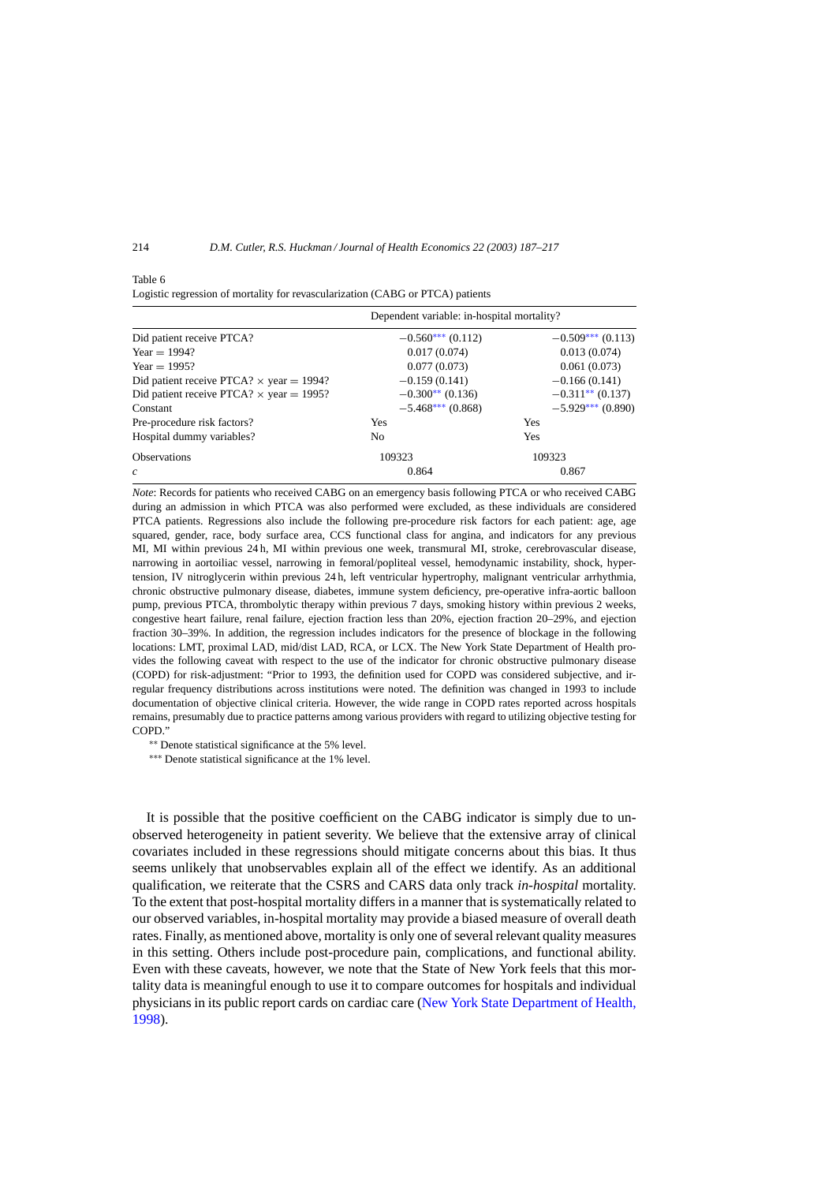Table 6

Logistic regression of mortality for revascularization (CABG or PTCA) patients

| | Dependent variable: in-hospital mortality? | |
|---|---|---|
| Did patient receive PTCA? | −0.560*** (0.112) | −0.509*** (0.113) |
| Year = 1994? | 0.017 (0.074) | 0.013 (0.074) |
| Year = 1995? | 0.077 (0.073) | 0.061 (0.073) |
| Did patient receive PTCA? × year = 1994? | −0.159 (0.141) | −0.166 (0.141) |
| Did patient receive PTCA? × year = 1995? | −0.300** (0.136) | −0.311** (0.137) |
| Constant | −5.468*** (0.868) | −5.929*** (0.890) |
| Pre-procedure risk factors? | Yes | Yes |
| Hospital dummy variables? | No | Yes |
| Observations | 109323 | 109323 |
| $c$ | 0.864 | 0.867 |

*Note*: Records for patients who received CABG on an emergency basis following PTCA or who received CABG during an admission in which PTCA was also performed were excluded, as these individuals are considered PTCA patients. Regressions also include the following pre-procedure risk factors for each patient: age, age squared, gender, race, body surface area, CCS functional class for angina, and indicators for any previous MI, MI within previous 24 h, MI within previous one week, transmural MI, stroke, cerebrovascular disease, narrowing in aortoiliac vessel, narrowing in femoral/popliteal vessel, hemodynamic instability, shock, hypertension, IV nitroglycerin within previous 24 h, left ventricular hypertrophy, malignant ventricular arrhythmia, chronic obstructive pulmonary disease, diabetes, immune system deficiency, pre-operative infra-aortic balloon pump, previous PTCA, thrombolytic therapy within previous 7 days, smoking history within previous 2 weeks, congestive heart failure, renal failure, ejection fraction less than 20%, ejection fraction 20–29%, and ejection fraction 30–39%. In addition, the regression includes indicators for the presence of blockage in the following locations: LMT, proximal LAD, mid/dist LAD, RCA, or LCX. The New York State Department of Health provides the following caveat with respect to the use of the indicator for chronic obstructive pulmonary disease (COPD) for risk-adjustment: "Prior to 1993, the definition used for COPD was considered subjective, and irregular frequency distributions across institutions were noted. The definition was changed in 1993 to include documentation of objective clinical criteria. However, the wide range in COPD rates reported across hospitals remains, presumably due to practice patterns among various providers with regard to utilizing objective testing for COPD."

** Denote statistical significance at the 5% level.

*** Denote statistical significance at the 1% level.

It is possible that the positive coefficient on the CABG indicator is simply due to unobserved heterogeneity in patient severity. We believe that the extensive array of clinical covariates included in these regressions should mitigate concerns about this bias. It thus seems unlikely that unobservables explain all of the effect we identify. As an additional qualification, we reiterate that the CSRS and CARS data only track *in-hospital* mortality. To the extent that post-hospital mortality differs in a manner that is systematically related to our observed variables, in-hospital mortality may provide a biased measure of overall death rates. Finally, as mentioned above, mortality is only one of several relevant quality measures in this setting. Others include post-procedure pain, complications, and functional ability. Even with these caveats, however, we note that the State of New York feels that this mortality data is meaningful enough to use it to compare outcomes for hospitals and individual physicians in its public report cards on cardiac care (New York State Department of Health, 1998).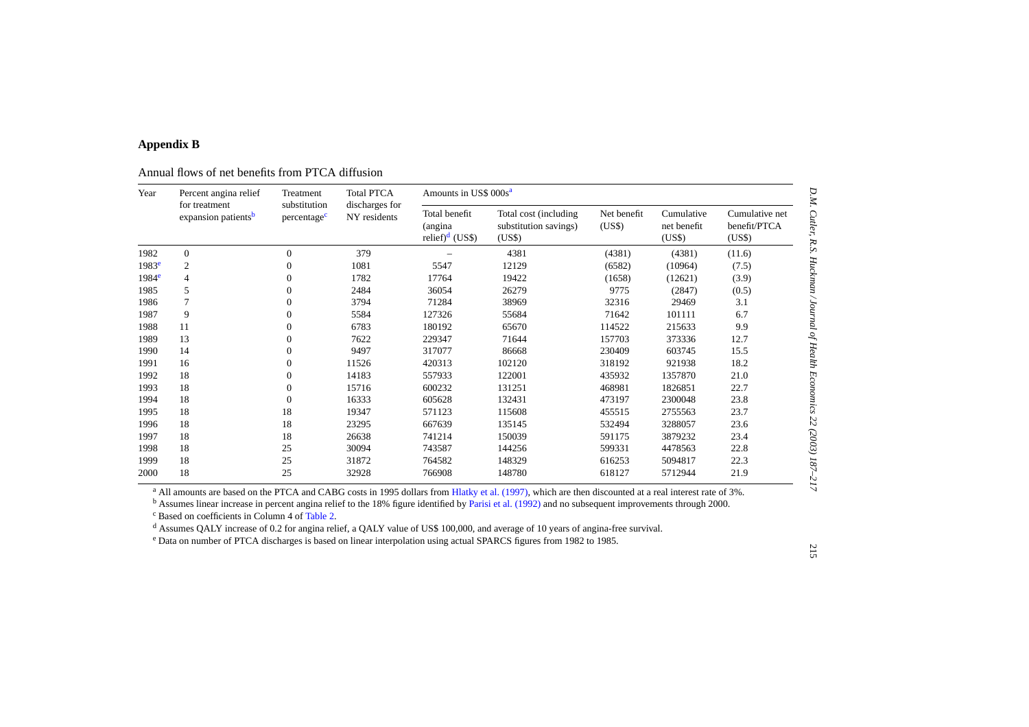## Appendix B

Annual flows of net benefits from PTCA diffusion

| Year | Percent angina relief for treatment expansion patients[b] | Treatment substitution percentage[c] | Total PTCA discharges for NY residents | Amounts in US$ 000s[a] | | | | |
|---|---|---|---|---|---|---|---|---|
| | | | | Total benefit (angina relief)[d] (US$) | Total cost (including substitution savings) (US$) | Net benefit (US$) | Cumulative net benefit (US$) | Cumulative net benefit/PTCA (US$) |
| 1982 | 0 | 0 | 379 | – | 4381 | (4381) | (4381) | (11.6) |
| 1983[e] | 2 | 0 | 1081 | 5547 | 12129 | (6582) | (10964) | (7.5) |
| 1984[e] | 4 | 0 | 1782 | 17764 | 19422 | (1658) | (12621) | (3.9) |
| 1985 | 5 | 0 | 2484 | 36054 | 26279 | 9775 | (2847) | (0.5) |
| 1986 | 7 | 0 | 3794 | 71284 | 38969 | 32316 | 29469 | 3.1 |
| 1987 | 9 | 0 | 5584 | 127326 | 55684 | 71642 | 101111 | 6.7 |
| 1988 | 11 | 0 | 6783 | 180192 | 65670 | 114522 | 215633 | 9.9 |
| 1989 | 13 | 0 | 7622 | 229347 | 71644 | 157703 | 373336 | 12.7 |
| 1990 | 14 | 0 | 9497 | 317077 | 86668 | 230409 | 603745 | 15.5 |
| 1991 | 16 | 0 | 11526 | 420313 | 102120 | 318192 | 921938 | 18.2 |
| 1992 | 18 | 0 | 14183 | 557933 | 122001 | 435932 | 1357870 | 21.0 |
| 1993 | 18 | 0 | 15716 | 600232 | 131251 | 468981 | 1826851 | 22.7 |
| 1994 | 18 | 0 | 16333 | 605628 | 132431 | 473197 | 2300048 | 23.8 |
| 1995 | 18 | 18 | 19347 | 571123 | 115608 | 455515 | 2755563 | 23.7 |
| 1996 | 18 | 18 | 23295 | 667639 | 135145 | 532494 | 3288057 | 23.6 |
| 1997 | 18 | 18 | 26638 | 741214 | 150039 | 591175 | 3879232 | 23.4 |
| 1998 | 18 | 25 | 30094 | 743587 | 144256 | 599331 | 4478563 | 22.8 |
| 1999 | 18 | 25 | 31872 | 764582 | 148329 | 616253 | 5094817 | 22.3 |
| 2000 | 18 | 25 | 32928 | 766908 | 148780 | 618127 | 5712944 | 21.9 |

[a] All amounts are based on the PTCA and CABG costs in 1995 dollars from Hlatky et al. (1997), which are then discounted at a real interest rate of 3%.

[b] Assumes linear increase in percent angina relief to the 18% figure identified by Parisi et al. (1992) and no subsequent improvements through 2000.

[c] Based on coefficients in Column 4 of Table 2.

[d] Assumes QALY increase of 0.2 for angina relief, a QALY value of US$ 100,000, and average of 10 years of angina-free survival.

[e] Data on number of PTCA discharges is based on linear interpolation using actual SPARCS figures from 1982 to 1985.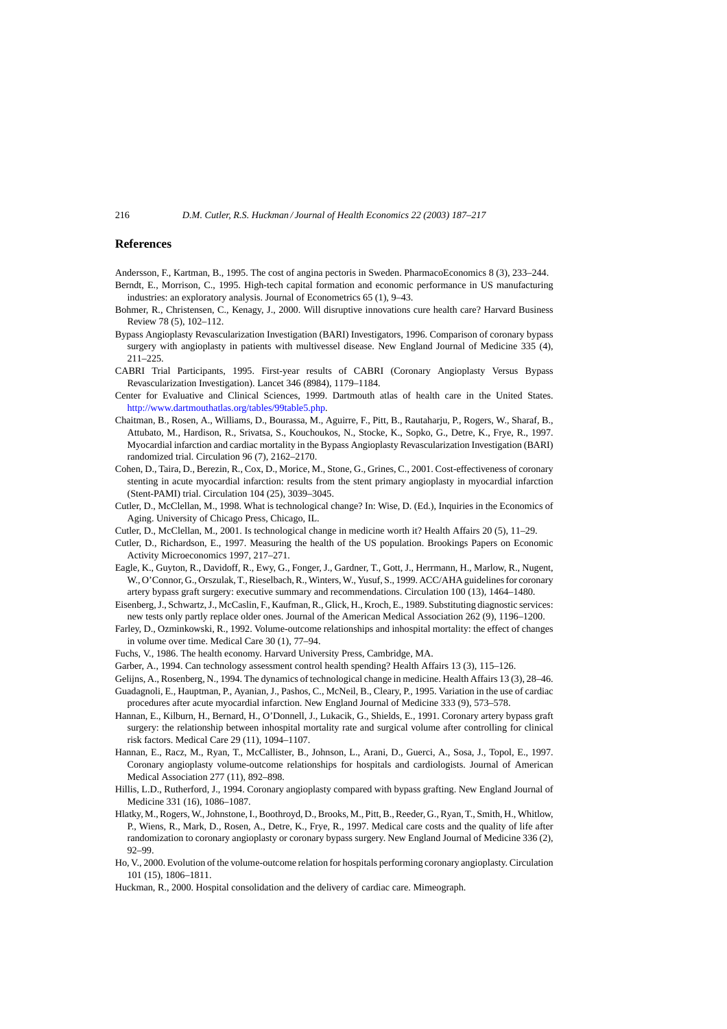## References

Andersson, F., Kartman, B., 1995. The cost of angina pectoris in Sweden. PharmacoEconomics 8 (3), 233–244.

Berndt, E., Morrison, C., 1995. High-tech capital formation and economic performance in US manufacturing industries: an exploratory analysis. Journal of Econometrics 65 (1), 9–43.

Bohmer, R., Christensen, C., Kenagy, J., 2000. Will disruptive innovations cure health care? Harvard Business Review 78 (5), 102–112.

Bypass Angioplasty Revascularization Investigation (BARI) Investigators, 1996. Comparison of coronary bypass surgery with angioplasty in patients with multivessel disease. New England Journal of Medicine 335 (4), 211–225.

CABRI Trial Participants, 1995. First-year results of CABRI (Coronary Angioplasty Versus Bypass Revascularization Investigation). Lancet 346 (8984), 1179–1184.

Center for Evaluative and Clinical Sciences, 1999. Dartmouth atlas of health care in the United States. http://www.dartmouthatlas.org/tables/99table5.php.

Chaitman, B., Rosen, A., Williams, D., Bourassa, M., Aguirre, F., Pitt, B., Rautaharju, P., Rogers, W., Sharaf, B., Attubato, M., Hardison, R., Srivatsa, S., Kouchoukos, N., Stocke, K., Sopko, G., Detre, K., Frye, R., 1997. Myocardial infarction and cardiac mortality in the Bypass Angioplasty Revascularization Investigation (BARI) randomized trial. Circulation 96 (7), 2162–2170.

Cohen, D., Taira, D., Berezin, R., Cox, D., Morice, M., Stone, G., Grines, C., 2001. Cost-effectiveness of coronary stenting in acute myocardial infarction: results from the stent primary angioplasty in myocardial infarction (Stent-PAMI) trial. Circulation 104 (25), 3039–3045.

Cutler, D., McClellan, M., 1998. What is technological change? In: Wise, D. (Ed.), Inquiries in the Economics of Aging. University of Chicago Press, Chicago, IL.

Cutler, D., McClellan, M., 2001. Is technological change in medicine worth it? Health Affairs 20 (5), 11–29.

Cutler, D., Richardson, E., 1997. Measuring the health of the US population. Brookings Papers on Economic Activity Microeconomics 1997, 217–271.

Eagle, K., Guyton, R., Davidoff, R., Ewy, G., Fonger, J., Gardner, T., Gott, J., Herrmann, H., Marlow, R., Nugent, W., O'Connor, G., Orszulak, T., Rieselbach, R., Winters, W., Yusuf, S., 1999. ACC/AHA guidelines for coronary artery bypass graft surgery: executive summary and recommendations. Circulation 100 (13), 1464–1480.

Eisenberg, J., Schwartz, J., McCaslin, F., Kaufman, R., Glick, H., Kroch, E., 1989. Substituting diagnostic services: new tests only partly replace older ones. Journal of the American Medical Association 262 (9), 1196–1200.

Farley, D., Ozminkowski, R., 1992. Volume-outcome relationships and inhospital mortality: the effect of changes in volume over time. Medical Care 30 (1), 77–94.

Fuchs, V., 1986. The health economy. Harvard University Press, Cambridge, MA.

Garber, A., 1994. Can technology assessment control health spending? Health Affairs 13 (3), 115–126.

Gelijns, A., Rosenberg, N., 1994. The dynamics of technological change in medicine. Health Affairs 13 (3), 28–46.

Guadagnoli, E., Hauptman, P., Ayanian, J., Pashos, C., McNeil, B., Cleary, P., 1995. Variation in the use of cardiac procedures after acute myocardial infarction. New England Journal of Medicine 333 (9), 573–578.

Hannan, E., Kilburn, H., Bernard, H., O'Donnell, J., Lukacik, G., Shields, E., 1991. Coronary artery bypass graft surgery: the relationship between inhospital mortality rate and surgical volume after controlling for clinical risk factors. Medical Care 29 (11), 1094–1107.

Hannan, E., Racz, M., Ryan, T., McCallister, B., Johnson, L., Arani, D., Guerci, A., Sosa, J., Topol, E., 1997. Coronary angioplasty volume-outcome relationships for hospitals and cardiologists. Journal of American Medical Association 277 (11), 892–898.

Hillis, L.D., Rutherford, J., 1994. Coronary angioplasty compared with bypass grafting. New England Journal of Medicine 331 (16), 1086–1087.

Hlatky, M., Rogers, W., Johnstone, I., Boothroyd, D., Brooks, M., Pitt, B., Reeder, G., Ryan, T., Smith, H., Whitlow, P., Wiens, R., Mark, D., Rosen, A., Detre, K., Frye, R., 1997. Medical care costs and the quality of life after randomization to coronary angioplasty or coronary bypass surgery. New England Journal of Medicine 336 (2), 92–99.

Ho, V., 2000. Evolution of the volume-outcome relation for hospitals performing coronary angioplasty. Circulation 101 (15), 1806–1811.

Huckman, R., 2000. Hospital consolidation and the delivery of cardiac care. Mimeograph.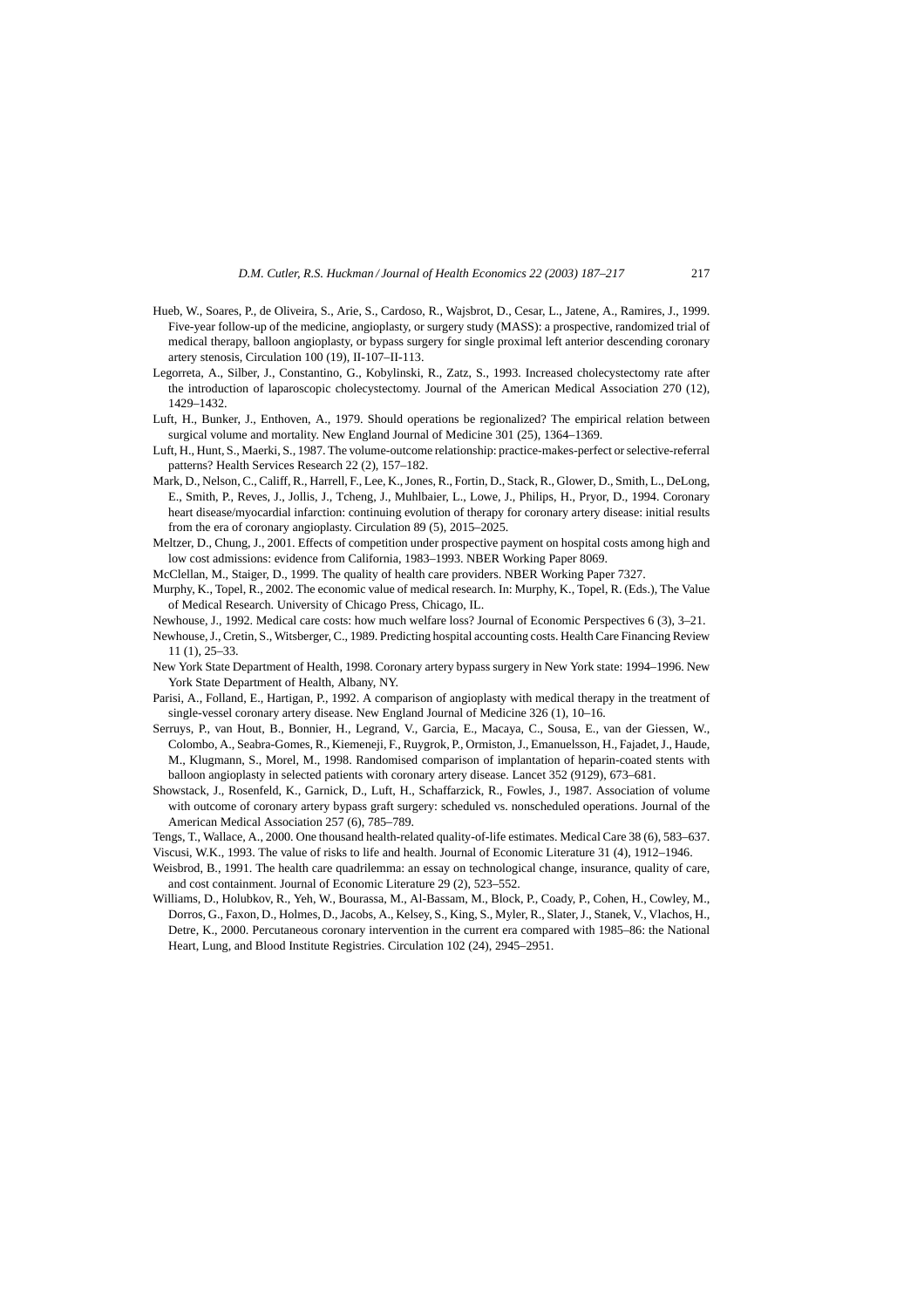Hueb, W., Soares, P., de Oliveira, S., Arie, S., Cardoso, R., Wajsbrot, D., Cesar, L., Jatene, A., Ramires, J., 1999. Five-year follow-up of the medicine, angioplasty, or surgery study (MASS): a prospective, randomized trial of medical therapy, balloon angioplasty, or bypass surgery for single proximal left anterior descending coronary artery stenosis, Circulation 100 (19), II-107–II-113.

Legorreta, A., Silber, J., Constantino, G., Kobylinski, R., Zatz, S., 1993. Increased cholecystectomy rate after the introduction of laparoscopic cholecystectomy. Journal of the American Medical Association 270 (12), 1429–1432.

Luft, H., Bunker, J., Enthoven, A., 1979. Should operations be regionalized? The empirical relation between surgical volume and mortality. New England Journal of Medicine 301 (25), 1364–1369.

Luft, H., Hunt, S., Maerki, S., 1987. The volume-outcome relationship: practice-makes-perfect or selective-referral patterns? Health Services Research 22 (2), 157–182.

Mark, D., Nelson, C., Califf, R., Harrell, F., Lee, K., Jones, R., Fortin, D., Stack, R., Glower, D., Smith, L., DeLong, E., Smith, P., Reves, J., Jollis, J., Tcheng, J., Muhlbaier, L., Lowe, J., Philips, H., Pryor, D., 1994. Coronary heart disease/myocardial infarction: continuing evolution of therapy for coronary artery disease: initial results from the era of coronary angioplasty. Circulation 89 (5), 2015–2025.

Meltzer, D., Chung, J., 2001. Effects of competition under prospective payment on hospital costs among high and low cost admissions: evidence from California, 1983–1993. NBER Working Paper 8069.

McClellan, M., Staiger, D., 1999. The quality of health care providers. NBER Working Paper 7327.

Murphy, K., Topel, R., 2002. The economic value of medical research. In: Murphy, K., Topel, R. (Eds.), The Value of Medical Research. University of Chicago Press, Chicago, IL.

Newhouse, J., 1992. Medical care costs: how much welfare loss? Journal of Economic Perspectives 6 (3), 3–21.

Newhouse, J., Cretin, S., Witsberger, C., 1989. Predicting hospital accounting costs. Health Care Financing Review 11 (1), 25–33.

New York State Department of Health, 1998. Coronary artery bypass surgery in New York state: 1994–1996. New York State Department of Health, Albany, NY.

Parisi, A., Folland, E., Hartigan, P., 1992. A comparison of angioplasty with medical therapy in the treatment of single-vessel coronary artery disease. New England Journal of Medicine 326 (1), 10–16.

Serruys, P., van Hout, B., Bonnier, H., Legrand, V., Garcia, E., Macaya, C., Sousa, E., van der Giessen, W., Colombo, A., Seabra-Gomes, R., Kiemeneji, F., Ruygrok, P., Ormiston, J., Emanuelsson, H., Fajadet, J., Haude, M., Klugmann, S., Morel, M., 1998. Randomised comparison of implantation of heparin-coated stents with balloon angioplasty in selected patients with coronary artery disease. Lancet 352 (9129), 673–681.

Showstack, J., Rosenfeld, K., Garnick, D., Luft, H., Schaffarzick, R., Fowles, J., 1987. Association of volume with outcome of coronary artery bypass graft surgery: scheduled vs. nonscheduled operations. Journal of the American Medical Association 257 (6), 785–789.

Tengs, T., Wallace, A., 2000. One thousand health-related quality-of-life estimates. Medical Care 38 (6), 583–637.

Viscusi, W.K., 1993. The value of risks to life and health. Journal of Economic Literature 31 (4), 1912–1946.

Weisbrod, B., 1991. The health care quadrilemma: an essay on technological change, insurance, quality of care, and cost containment. Journal of Economic Literature 29 (2), 523–552.

Williams, D., Holubkov, R., Yeh, W., Bourassa, M., Al-Bassam, M., Block, P., Coady, P., Cohen, H., Cowley, M., Dorros, G., Faxon, D., Holmes, D., Jacobs, A., Kelsey, S., King, S., Myler, R., Slater, J., Stanek, V., Vlachos, H., Detre, K., 2000. Percutaneous coronary intervention in the current era compared with 1985–86: the National Heart, Lung, and Blood Institute Registries. Circulation 102 (24), 2945–2951.